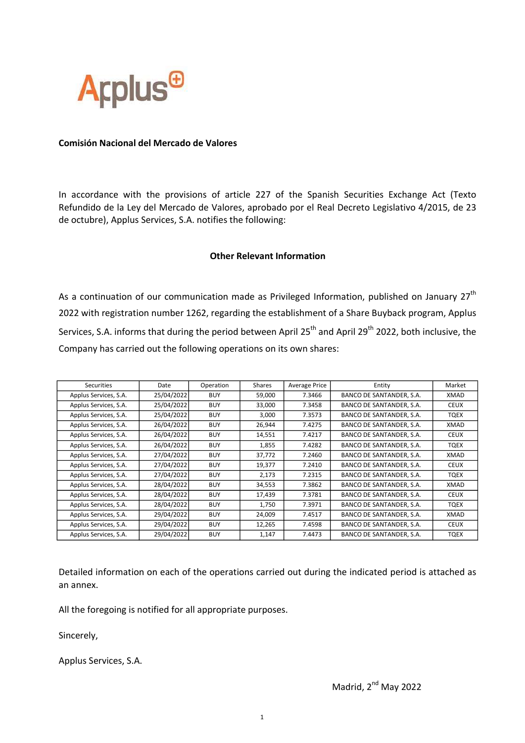**Comisión Nacional del Mercado de Valores**

In accordance with the provisions of article 227 of the Spanish Securities Exchange Act (Texto Refundido de la Ley del Mercado de Valores, aprobado por el Real Decreto Legislativo 4/2015, de 23 de octubre), Applus Services, S.A. notifies the following:

**Other Relevant Information**

As a continuation of our communication made as Privileged Information, published on January 27th 2022 with registration number 1262, regarding the establishment of a Share Buyback program, Applus Services, S.A. informs that during the period between April 25th and April 29th 2022, both inclusive, the Company has carried out the following operations on its own shares:

| Securities | Date | Operation | Shares | Average Price | Entity | Market |
|---|---|---|---|---|---|---|
| Applus Services, S.A. | 25/04/2022 | BUY | 59,000 | 7.3466 | BANCO DE SANTANDER, S.A. | XMAD |
| Applus Services, S.A. | 25/04/2022 | BUY | 33,000 | 7.3458 | BANCO DE SANTANDER, S.A. | CEUX |
| Applus Services, S.A. | 25/04/2022 | BUY | 3,000 | 7.3573 | BANCO DE SANTANDER, S.A. | TQEX |
| Applus Services, S.A. | 26/04/2022 | BUY | 26,944 | 7.4275 | BANCO DE SANTANDER, S.A. | XMAD |
| Applus Services, S.A. | 26/04/2022 | BUY | 14,551 | 7.4217 | BANCO DE SANTANDER, S.A. | CEUX |
| Applus Services, S.A. | 26/04/2022 | BUY | 1,855 | 7.4282 | BANCO DE SANTANDER, S.A. | TQEX |
| Applus Services, S.A. | 27/04/2022 | BUY | 37,772 | 7.2460 | BANCO DE SANTANDER, S.A. | XMAD |
| Applus Services, S.A. | 27/04/2022 | BUY | 19,377 | 7.2410 | BANCO DE SANTANDER, S.A. | CEUX |
| Applus Services, S.A. | 27/04/2022 | BUY | 2,173 | 7.2315 | BANCO DE SANTANDER, S.A. | TQEX |
| Applus Services, S.A. | 28/04/2022 | BUY | 34,553 | 7.3862 | BANCO DE SANTANDER, S.A. | XMAD |
| Applus Services, S.A. | 28/04/2022 | BUY | 17,439 | 7.3781 | BANCO DE SANTANDER, S.A. | CEUX |
| Applus Services, S.A. | 28/04/2022 | BUY | 1,750 | 7.3971 | BANCO DE SANTANDER, S.A. | TQEX |
| Applus Services, S.A. | 29/04/2022 | BUY | 24,009 | 7.4517 | BANCO DE SANTANDER, S.A. | XMAD |
| Applus Services, S.A. | 29/04/2022 | BUY | 12,265 | 7.4598 | BANCO DE SANTANDER, S.A. | CEUX |
| Applus Services, S.A. | 29/04/2022 | BUY | 1,147 | 7.4473 | BANCO DE SANTANDER, S.A. | TQEX |

Detailed information on each of the operations carried out during the indicated period is attached as an annex.

All the foregoing is notified for all appropriate purposes.

Sincerely,

Applus Services, S.A.

Madrid, 2nd May 2022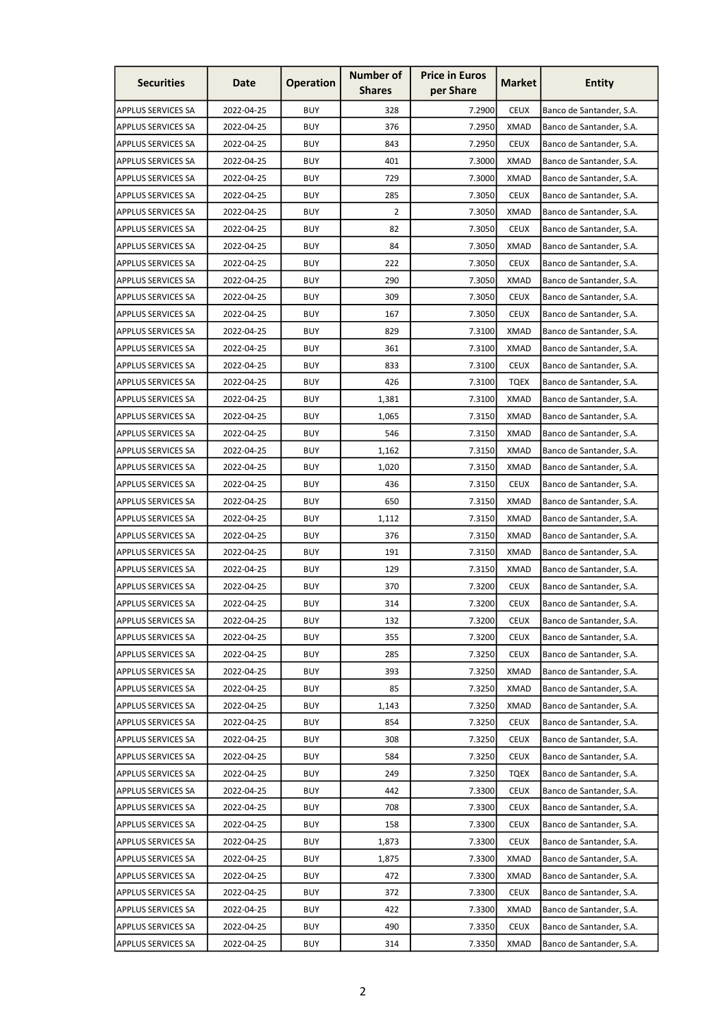| Securities | Date | Operation | Number of Shares | Price in Euros per Share | Market | Entity |
|---|---|---|---|---|---|---|
| APPLUS SERVICES SA | 2022-04-25 | BUY | 328 | 7.2900 | CEUX | Banco de Santander, S.A. |
| APPLUS SERVICES SA | 2022-04-25 | BUY | 376 | 7.2950 | XMAD | Banco de Santander, S.A. |
| APPLUS SERVICES SA | 2022-04-25 | BUY | 843 | 7.2950 | CEUX | Banco de Santander, S.A. |
| APPLUS SERVICES SA | 2022-04-25 | BUY | 401 | 7.3000 | XMAD | Banco de Santander, S.A. |
| APPLUS SERVICES SA | 2022-04-25 | BUY | 729 | 7.3000 | XMAD | Banco de Santander, S.A. |
| APPLUS SERVICES SA | 2022-04-25 | BUY | 285 | 7.3050 | CEUX | Banco de Santander, S.A. |
| APPLUS SERVICES SA | 2022-04-25 | BUY | 2 | 7.3050 | XMAD | Banco de Santander, S.A. |
| APPLUS SERVICES SA | 2022-04-25 | BUY | 82 | 7.3050 | CEUX | Banco de Santander, S.A. |
| APPLUS SERVICES SA | 2022-04-25 | BUY | 84 | 7.3050 | XMAD | Banco de Santander, S.A. |
| APPLUS SERVICES SA | 2022-04-25 | BUY | 222 | 7.3050 | CEUX | Banco de Santander, S.A. |
| APPLUS SERVICES SA | 2022-04-25 | BUY | 290 | 7.3050 | XMAD | Banco de Santander, S.A. |
| APPLUS SERVICES SA | 2022-04-25 | BUY | 309 | 7.3050 | CEUX | Banco de Santander, S.A. |
| APPLUS SERVICES SA | 2022-04-25 | BUY | 167 | 7.3050 | CEUX | Banco de Santander, S.A. |
| APPLUS SERVICES SA | 2022-04-25 | BUY | 829 | 7.3100 | XMAD | Banco de Santander, S.A. |
| APPLUS SERVICES SA | 2022-04-25 | BUY | 361 | 7.3100 | XMAD | Banco de Santander, S.A. |
| APPLUS SERVICES SA | 2022-04-25 | BUY | 833 | 7.3100 | CEUX | Banco de Santander, S.A. |
| APPLUS SERVICES SA | 2022-04-25 | BUY | 426 | 7.3100 | TQEX | Banco de Santander, S.A. |
| APPLUS SERVICES SA | 2022-04-25 | BUY | 1,381 | 7.3100 | XMAD | Banco de Santander, S.A. |
| APPLUS SERVICES SA | 2022-04-25 | BUY | 1,065 | 7.3150 | XMAD | Banco de Santander, S.A. |
| APPLUS SERVICES SA | 2022-04-25 | BUY | 546 | 7.3150 | XMAD | Banco de Santander, S.A. |
| APPLUS SERVICES SA | 2022-04-25 | BUY | 1,162 | 7.3150 | XMAD | Banco de Santander, S.A. |
| APPLUS SERVICES SA | 2022-04-25 | BUY | 1,020 | 7.3150 | XMAD | Banco de Santander, S.A. |
| APPLUS SERVICES SA | 2022-04-25 | BUY | 436 | 7.3150 | CEUX | Banco de Santander, S.A. |
| APPLUS SERVICES SA | 2022-04-25 | BUY | 650 | 7.3150 | XMAD | Banco de Santander, S.A. |
| APPLUS SERVICES SA | 2022-04-25 | BUY | 1,112 | 7.3150 | XMAD | Banco de Santander, S.A. |
| APPLUS SERVICES SA | 2022-04-25 | BUY | 376 | 7.3150 | XMAD | Banco de Santander, S.A. |
| APPLUS SERVICES SA | 2022-04-25 | BUY | 191 | 7.3150 | XMAD | Banco de Santander, S.A. |
| APPLUS SERVICES SA | 2022-04-25 | BUY | 129 | 7.3150 | XMAD | Banco de Santander, S.A. |
| APPLUS SERVICES SA | 2022-04-25 | BUY | 370 | 7.3200 | CEUX | Banco de Santander, S.A. |
| APPLUS SERVICES SA | 2022-04-25 | BUY | 314 | 7.3200 | CEUX | Banco de Santander, S.A. |
| APPLUS SERVICES SA | 2022-04-25 | BUY | 132 | 7.3200 | CEUX | Banco de Santander, S.A. |
| APPLUS SERVICES SA | 2022-04-25 | BUY | 355 | 7.3200 | CEUX | Banco de Santander, S.A. |
| APPLUS SERVICES SA | 2022-04-25 | BUY | 285 | 7.3250 | CEUX | Banco de Santander, S.A. |
| APPLUS SERVICES SA | 2022-04-25 | BUY | 393 | 7.3250 | XMAD | Banco de Santander, S.A. |
| APPLUS SERVICES SA | 2022-04-25 | BUY | 85 | 7.3250 | XMAD | Banco de Santander, S.A. |
| APPLUS SERVICES SA | 2022-04-25 | BUY | 1,143 | 7.3250 | XMAD | Banco de Santander, S.A. |
| APPLUS SERVICES SA | 2022-04-25 | BUY | 854 | 7.3250 | CEUX | Banco de Santander, S.A. |
| APPLUS SERVICES SA | 2022-04-25 | BUY | 308 | 7.3250 | CEUX | Banco de Santander, S.A. |
| APPLUS SERVICES SA | 2022-04-25 | BUY | 584 | 7.3250 | CEUX | Banco de Santander, S.A. |
| APPLUS SERVICES SA | 2022-04-25 | BUY | 249 | 7.3250 | TQEX | Banco de Santander, S.A. |
| APPLUS SERVICES SA | 2022-04-25 | BUY | 442 | 7.3300 | CEUX | Banco de Santander, S.A. |
| APPLUS SERVICES SA | 2022-04-25 | BUY | 708 | 7.3300 | CEUX | Banco de Santander, S.A. |
| APPLUS SERVICES SA | 2022-04-25 | BUY | 158 | 7.3300 | CEUX | Banco de Santander, S.A. |
| APPLUS SERVICES SA | 2022-04-25 | BUY | 1,873 | 7.3300 | CEUX | Banco de Santander, S.A. |
| APPLUS SERVICES SA | 2022-04-25 | BUY | 1,875 | 7.3300 | XMAD | Banco de Santander, S.A. |
| APPLUS SERVICES SA | 2022-04-25 | BUY | 472 | 7.3300 | XMAD | Banco de Santander, S.A. |
| APPLUS SERVICES SA | 2022-04-25 | BUY | 372 | 7.3300 | CEUX | Banco de Santander, S.A. |
| APPLUS SERVICES SA | 2022-04-25 | BUY | 422 | 7.3300 | XMAD | Banco de Santander, S.A. |
| APPLUS SERVICES SA | 2022-04-25 | BUY | 490 | 7.3350 | CEUX | Banco de Santander, S.A. |
| APPLUS SERVICES SA | 2022-04-25 | BUY | 314 | 7.3350 | XMAD | Banco de Santander, S.A. |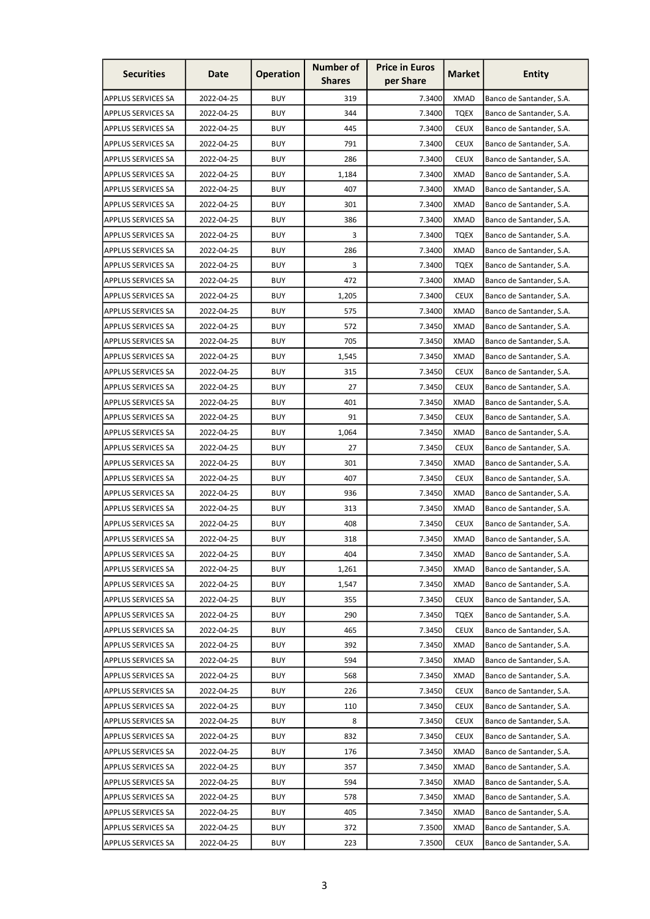| Securities | Date | Operation | Number of Shares | Price in Euros per Share | Market | Entity |
|---|---|---|---|---|---|---|
| APPLUS SERVICES SA | 2022-04-25 | BUY | 319 | 7.3400 | XMAD | Banco de Santander, S.A. |
| APPLUS SERVICES SA | 2022-04-25 | BUY | 344 | 7.3400 | TQEX | Banco de Santander, S.A. |
| APPLUS SERVICES SA | 2022-04-25 | BUY | 445 | 7.3400 | CEUX | Banco de Santander, S.A. |
| APPLUS SERVICES SA | 2022-04-25 | BUY | 791 | 7.3400 | CEUX | Banco de Santander, S.A. |
| APPLUS SERVICES SA | 2022-04-25 | BUY | 286 | 7.3400 | CEUX | Banco de Santander, S.A. |
| APPLUS SERVICES SA | 2022-04-25 | BUY | 1,184 | 7.3400 | XMAD | Banco de Santander, S.A. |
| APPLUS SERVICES SA | 2022-04-25 | BUY | 407 | 7.3400 | XMAD | Banco de Santander, S.A. |
| APPLUS SERVICES SA | 2022-04-25 | BUY | 301 | 7.3400 | XMAD | Banco de Santander, S.A. |
| APPLUS SERVICES SA | 2022-04-25 | BUY | 386 | 7.3400 | XMAD | Banco de Santander, S.A. |
| APPLUS SERVICES SA | 2022-04-25 | BUY | 3 | 7.3400 | TQEX | Banco de Santander, S.A. |
| APPLUS SERVICES SA | 2022-04-25 | BUY | 286 | 7.3400 | XMAD | Banco de Santander, S.A. |
| APPLUS SERVICES SA | 2022-04-25 | BUY | 3 | 7.3400 | TQEX | Banco de Santander, S.A. |
| APPLUS SERVICES SA | 2022-04-25 | BUY | 472 | 7.3400 | XMAD | Banco de Santander, S.A. |
| APPLUS SERVICES SA | 2022-04-25 | BUY | 1,205 | 7.3400 | CEUX | Banco de Santander, S.A. |
| APPLUS SERVICES SA | 2022-04-25 | BUY | 575 | 7.3400 | XMAD | Banco de Santander, S.A. |
| APPLUS SERVICES SA | 2022-04-25 | BUY | 572 | 7.3450 | XMAD | Banco de Santander, S.A. |
| APPLUS SERVICES SA | 2022-04-25 | BUY | 705 | 7.3450 | XMAD | Banco de Santander, S.A. |
| APPLUS SERVICES SA | 2022-04-25 | BUY | 1,545 | 7.3450 | XMAD | Banco de Santander, S.A. |
| APPLUS SERVICES SA | 2022-04-25 | BUY | 315 | 7.3450 | CEUX | Banco de Santander, S.A. |
| APPLUS SERVICES SA | 2022-04-25 | BUY | 27 | 7.3450 | CEUX | Banco de Santander, S.A. |
| APPLUS SERVICES SA | 2022-04-25 | BUY | 401 | 7.3450 | XMAD | Banco de Santander, S.A. |
| APPLUS SERVICES SA | 2022-04-25 | BUY | 91 | 7.3450 | CEUX | Banco de Santander, S.A. |
| APPLUS SERVICES SA | 2022-04-25 | BUY | 1,064 | 7.3450 | XMAD | Banco de Santander, S.A. |
| APPLUS SERVICES SA | 2022-04-25 | BUY | 27 | 7.3450 | CEUX | Banco de Santander, S.A. |
| APPLUS SERVICES SA | 2022-04-25 | BUY | 301 | 7.3450 | XMAD | Banco de Santander, S.A. |
| APPLUS SERVICES SA | 2022-04-25 | BUY | 407 | 7.3450 | CEUX | Banco de Santander, S.A. |
| APPLUS SERVICES SA | 2022-04-25 | BUY | 936 | 7.3450 | XMAD | Banco de Santander, S.A. |
| APPLUS SERVICES SA | 2022-04-25 | BUY | 313 | 7.3450 | XMAD | Banco de Santander, S.A. |
| APPLUS SERVICES SA | 2022-04-25 | BUY | 408 | 7.3450 | CEUX | Banco de Santander, S.A. |
| APPLUS SERVICES SA | 2022-04-25 | BUY | 318 | 7.3450 | XMAD | Banco de Santander, S.A. |
| APPLUS SERVICES SA | 2022-04-25 | BUY | 404 | 7.3450 | XMAD | Banco de Santander, S.A. |
| APPLUS SERVICES SA | 2022-04-25 | BUY | 1,261 | 7.3450 | XMAD | Banco de Santander, S.A. |
| APPLUS SERVICES SA | 2022-04-25 | BUY | 1,547 | 7.3450 | XMAD | Banco de Santander, S.A. |
| APPLUS SERVICES SA | 2022-04-25 | BUY | 355 | 7.3450 | CEUX | Banco de Santander, S.A. |
| APPLUS SERVICES SA | 2022-04-25 | BUY | 290 | 7.3450 | TQEX | Banco de Santander, S.A. |
| APPLUS SERVICES SA | 2022-04-25 | BUY | 465 | 7.3450 | CEUX | Banco de Santander, S.A. |
| APPLUS SERVICES SA | 2022-04-25 | BUY | 392 | 7.3450 | XMAD | Banco de Santander, S.A. |
| APPLUS SERVICES SA | 2022-04-25 | BUY | 594 | 7.3450 | XMAD | Banco de Santander, S.A. |
| APPLUS SERVICES SA | 2022-04-25 | BUY | 568 | 7.3450 | XMAD | Banco de Santander, S.A. |
| APPLUS SERVICES SA | 2022-04-25 | BUY | 226 | 7.3450 | CEUX | Banco de Santander, S.A. |
| APPLUS SERVICES SA | 2022-04-25 | BUY | 110 | 7.3450 | CEUX | Banco de Santander, S.A. |
| APPLUS SERVICES SA | 2022-04-25 | BUY | 8 | 7.3450 | CEUX | Banco de Santander, S.A. |
| APPLUS SERVICES SA | 2022-04-25 | BUY | 832 | 7.3450 | CEUX | Banco de Santander, S.A. |
| APPLUS SERVICES SA | 2022-04-25 | BUY | 176 | 7.3450 | XMAD | Banco de Santander, S.A. |
| APPLUS SERVICES SA | 2022-04-25 | BUY | 357 | 7.3450 | XMAD | Banco de Santander, S.A. |
| APPLUS SERVICES SA | 2022-04-25 | BUY | 594 | 7.3450 | XMAD | Banco de Santander, S.A. |
| APPLUS SERVICES SA | 2022-04-25 | BUY | 578 | 7.3450 | XMAD | Banco de Santander, S.A. |
| APPLUS SERVICES SA | 2022-04-25 | BUY | 405 | 7.3450 | XMAD | Banco de Santander, S.A. |
| APPLUS SERVICES SA | 2022-04-25 | BUY | 372 | 7.3500 | XMAD | Banco de Santander, S.A. |
| APPLUS SERVICES SA | 2022-04-25 | BUY | 223 | 7.3500 | CEUX | Banco de Santander, S.A. |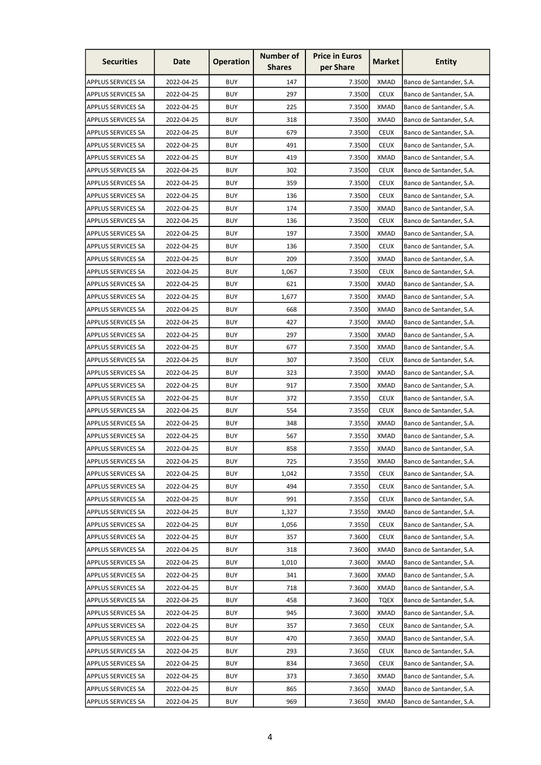| Securities | Date | Operation | Number of Shares | Price in Euros per Share | Market | Entity |
|---|---|---|---|---|---|---|
| APPLUS SERVICES SA | 2022-04-25 | BUY | 147 | 7.3500 | XMAD | Banco de Santander, S.A. |
| APPLUS SERVICES SA | 2022-04-25 | BUY | 297 | 7.3500 | CEUX | Banco de Santander, S.A. |
| APPLUS SERVICES SA | 2022-04-25 | BUY | 225 | 7.3500 | XMAD | Banco de Santander, S.A. |
| APPLUS SERVICES SA | 2022-04-25 | BUY | 318 | 7.3500 | XMAD | Banco de Santander, S.A. |
| APPLUS SERVICES SA | 2022-04-25 | BUY | 679 | 7.3500 | CEUX | Banco de Santander, S.A. |
| APPLUS SERVICES SA | 2022-04-25 | BUY | 491 | 7.3500 | CEUX | Banco de Santander, S.A. |
| APPLUS SERVICES SA | 2022-04-25 | BUY | 419 | 7.3500 | XMAD | Banco de Santander, S.A. |
| APPLUS SERVICES SA | 2022-04-25 | BUY | 302 | 7.3500 | CEUX | Banco de Santander, S.A. |
| APPLUS SERVICES SA | 2022-04-25 | BUY | 359 | 7.3500 | CEUX | Banco de Santander, S.A. |
| APPLUS SERVICES SA | 2022-04-25 | BUY | 136 | 7.3500 | CEUX | Banco de Santander, S.A. |
| APPLUS SERVICES SA | 2022-04-25 | BUY | 174 | 7.3500 | XMAD | Banco de Santander, S.A. |
| APPLUS SERVICES SA | 2022-04-25 | BUY | 136 | 7.3500 | CEUX | Banco de Santander, S.A. |
| APPLUS SERVICES SA | 2022-04-25 | BUY | 197 | 7.3500 | XMAD | Banco de Santander, S.A. |
| APPLUS SERVICES SA | 2022-04-25 | BUY | 136 | 7.3500 | CEUX | Banco de Santander, S.A. |
| APPLUS SERVICES SA | 2022-04-25 | BUY | 209 | 7.3500 | XMAD | Banco de Santander, S.A. |
| APPLUS SERVICES SA | 2022-04-25 | BUY | 1,067 | 7.3500 | CEUX | Banco de Santander, S.A. |
| APPLUS SERVICES SA | 2022-04-25 | BUY | 621 | 7.3500 | XMAD | Banco de Santander, S.A. |
| APPLUS SERVICES SA | 2022-04-25 | BUY | 1,677 | 7.3500 | XMAD | Banco de Santander, S.A. |
| APPLUS SERVICES SA | 2022-04-25 | BUY | 668 | 7.3500 | XMAD | Banco de Santander, S.A. |
| APPLUS SERVICES SA | 2022-04-25 | BUY | 427 | 7.3500 | XMAD | Banco de Santander, S.A. |
| APPLUS SERVICES SA | 2022-04-25 | BUY | 297 | 7.3500 | XMAD | Banco de Santander, S.A. |
| APPLUS SERVICES SA | 2022-04-25 | BUY | 677 | 7.3500 | XMAD | Banco de Santander, S.A. |
| APPLUS SERVICES SA | 2022-04-25 | BUY | 307 | 7.3500 | CEUX | Banco de Santander, S.A. |
| APPLUS SERVICES SA | 2022-04-25 | BUY | 323 | 7.3500 | XMAD | Banco de Santander, S.A. |
| APPLUS SERVICES SA | 2022-04-25 | BUY | 917 | 7.3500 | XMAD | Banco de Santander, S.A. |
| APPLUS SERVICES SA | 2022-04-25 | BUY | 372 | 7.3550 | CEUX | Banco de Santander, S.A. |
| APPLUS SERVICES SA | 2022-04-25 | BUY | 554 | 7.3550 | CEUX | Banco de Santander, S.A. |
| APPLUS SERVICES SA | 2022-04-25 | BUY | 348 | 7.3550 | XMAD | Banco de Santander, S.A. |
| APPLUS SERVICES SA | 2022-04-25 | BUY | 567 | 7.3550 | XMAD | Banco de Santander, S.A. |
| APPLUS SERVICES SA | 2022-04-25 | BUY | 858 | 7.3550 | XMAD | Banco de Santander, S.A. |
| APPLUS SERVICES SA | 2022-04-25 | BUY | 725 | 7.3550 | XMAD | Banco de Santander, S.A. |
| APPLUS SERVICES SA | 2022-04-25 | BUY | 1,042 | 7.3550 | CEUX | Banco de Santander, S.A. |
| APPLUS SERVICES SA | 2022-04-25 | BUY | 494 | 7.3550 | CEUX | Banco de Santander, S.A. |
| APPLUS SERVICES SA | 2022-04-25 | BUY | 991 | 7.3550 | CEUX | Banco de Santander, S.A. |
| APPLUS SERVICES SA | 2022-04-25 | BUY | 1,327 | 7.3550 | XMAD | Banco de Santander, S.A. |
| APPLUS SERVICES SA | 2022-04-25 | BUY | 1,056 | 7.3550 | CEUX | Banco de Santander, S.A. |
| APPLUS SERVICES SA | 2022-04-25 | BUY | 357 | 7.3600 | CEUX | Banco de Santander, S.A. |
| APPLUS SERVICES SA | 2022-04-25 | BUY | 318 | 7.3600 | XMAD | Banco de Santander, S.A. |
| APPLUS SERVICES SA | 2022-04-25 | BUY | 1,010 | 7.3600 | XMAD | Banco de Santander, S.A. |
| APPLUS SERVICES SA | 2022-04-25 | BUY | 341 | 7.3600 | XMAD | Banco de Santander, S.A. |
| APPLUS SERVICES SA | 2022-04-25 | BUY | 718 | 7.3600 | XMAD | Banco de Santander, S.A. |
| APPLUS SERVICES SA | 2022-04-25 | BUY | 458 | 7.3600 | TQEX | Banco de Santander, S.A. |
| APPLUS SERVICES SA | 2022-04-25 | BUY | 945 | 7.3600 | XMAD | Banco de Santander, S.A. |
| APPLUS SERVICES SA | 2022-04-25 | BUY | 357 | 7.3650 | CEUX | Banco de Santander, S.A. |
| APPLUS SERVICES SA | 2022-04-25 | BUY | 470 | 7.3650 | XMAD | Banco de Santander, S.A. |
| APPLUS SERVICES SA | 2022-04-25 | BUY | 293 | 7.3650 | CEUX | Banco de Santander, S.A. |
| APPLUS SERVICES SA | 2022-04-25 | BUY | 834 | 7.3650 | CEUX | Banco de Santander, S.A. |
| APPLUS SERVICES SA | 2022-04-25 | BUY | 373 | 7.3650 | XMAD | Banco de Santander, S.A. |
| APPLUS SERVICES SA | 2022-04-25 | BUY | 865 | 7.3650 | XMAD | Banco de Santander, S.A. |
| APPLUS SERVICES SA | 2022-04-25 | BUY | 969 | 7.3650 | XMAD | Banco de Santander, S.A. |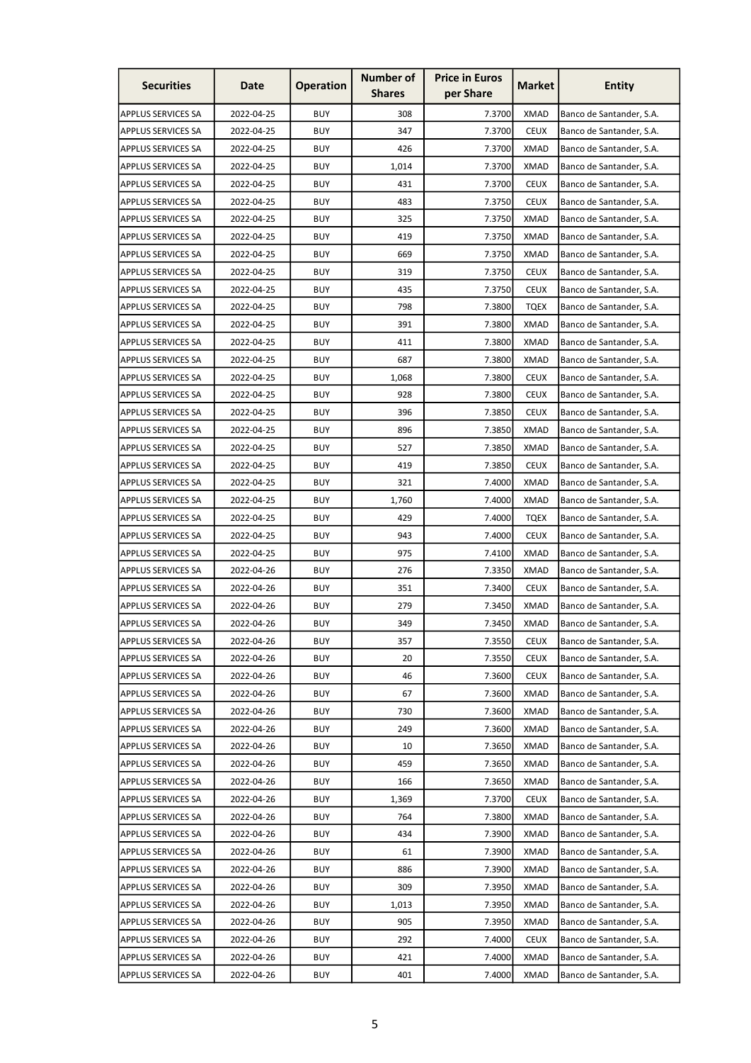| Securities | Date | Operation | Number of Shares | Price in Euros per Share | Market | Entity |
|---|---|---|---|---|---|---|
| APPLUS SERVICES SA | 2022-04-25 | BUY | 308 | 7.3700 | XMAD | Banco de Santander, S.A. |
| APPLUS SERVICES SA | 2022-04-25 | BUY | 347 | 7.3700 | CEUX | Banco de Santander, S.A. |
| APPLUS SERVICES SA | 2022-04-25 | BUY | 426 | 7.3700 | XMAD | Banco de Santander, S.A. |
| APPLUS SERVICES SA | 2022-04-25 | BUY | 1,014 | 7.3700 | XMAD | Banco de Santander, S.A. |
| APPLUS SERVICES SA | 2022-04-25 | BUY | 431 | 7.3700 | CEUX | Banco de Santander, S.A. |
| APPLUS SERVICES SA | 2022-04-25 | BUY | 483 | 7.3750 | CEUX | Banco de Santander, S.A. |
| APPLUS SERVICES SA | 2022-04-25 | BUY | 325 | 7.3750 | XMAD | Banco de Santander, S.A. |
| APPLUS SERVICES SA | 2022-04-25 | BUY | 419 | 7.3750 | XMAD | Banco de Santander, S.A. |
| APPLUS SERVICES SA | 2022-04-25 | BUY | 669 | 7.3750 | XMAD | Banco de Santander, S.A. |
| APPLUS SERVICES SA | 2022-04-25 | BUY | 319 | 7.3750 | CEUX | Banco de Santander, S.A. |
| APPLUS SERVICES SA | 2022-04-25 | BUY | 435 | 7.3750 | CEUX | Banco de Santander, S.A. |
| APPLUS SERVICES SA | 2022-04-25 | BUY | 798 | 7.3800 | TQEX | Banco de Santander, S.A. |
| APPLUS SERVICES SA | 2022-04-25 | BUY | 391 | 7.3800 | XMAD | Banco de Santander, S.A. |
| APPLUS SERVICES SA | 2022-04-25 | BUY | 411 | 7.3800 | XMAD | Banco de Santander, S.A. |
| APPLUS SERVICES SA | 2022-04-25 | BUY | 687 | 7.3800 | XMAD | Banco de Santander, S.A. |
| APPLUS SERVICES SA | 2022-04-25 | BUY | 1,068 | 7.3800 | CEUX | Banco de Santander, S.A. |
| APPLUS SERVICES SA | 2022-04-25 | BUY | 928 | 7.3800 | CEUX | Banco de Santander, S.A. |
| APPLUS SERVICES SA | 2022-04-25 | BUY | 396 | 7.3850 | CEUX | Banco de Santander, S.A. |
| APPLUS SERVICES SA | 2022-04-25 | BUY | 896 | 7.3850 | XMAD | Banco de Santander, S.A. |
| APPLUS SERVICES SA | 2022-04-25 | BUY | 527 | 7.3850 | XMAD | Banco de Santander, S.A. |
| APPLUS SERVICES SA | 2022-04-25 | BUY | 419 | 7.3850 | CEUX | Banco de Santander, S.A. |
| APPLUS SERVICES SA | 2022-04-25 | BUY | 321 | 7.4000 | XMAD | Banco de Santander, S.A. |
| APPLUS SERVICES SA | 2022-04-25 | BUY | 1,760 | 7.4000 | XMAD | Banco de Santander, S.A. |
| APPLUS SERVICES SA | 2022-04-25 | BUY | 429 | 7.4000 | TQEX | Banco de Santander, S.A. |
| APPLUS SERVICES SA | 2022-04-25 | BUY | 943 | 7.4000 | CEUX | Banco de Santander, S.A. |
| APPLUS SERVICES SA | 2022-04-25 | BUY | 975 | 7.4100 | XMAD | Banco de Santander, S.A. |
| APPLUS SERVICES SA | 2022-04-26 | BUY | 276 | 7.3350 | XMAD | Banco de Santander, S.A. |
| APPLUS SERVICES SA | 2022-04-26 | BUY | 351 | 7.3400 | CEUX | Banco de Santander, S.A. |
| APPLUS SERVICES SA | 2022-04-26 | BUY | 279 | 7.3450 | XMAD | Banco de Santander, S.A. |
| APPLUS SERVICES SA | 2022-04-26 | BUY | 349 | 7.3450 | XMAD | Banco de Santander, S.A. |
| APPLUS SERVICES SA | 2022-04-26 | BUY | 357 | 7.3550 | CEUX | Banco de Santander, S.A. |
| APPLUS SERVICES SA | 2022-04-26 | BUY | 20 | 7.3550 | CEUX | Banco de Santander, S.A. |
| APPLUS SERVICES SA | 2022-04-26 | BUY | 46 | 7.3600 | CEUX | Banco de Santander, S.A. |
| APPLUS SERVICES SA | 2022-04-26 | BUY | 67 | 7.3600 | XMAD | Banco de Santander, S.A. |
| APPLUS SERVICES SA | 2022-04-26 | BUY | 730 | 7.3600 | XMAD | Banco de Santander, S.A. |
| APPLUS SERVICES SA | 2022-04-26 | BUY | 249 | 7.3600 | XMAD | Banco de Santander, S.A. |
| APPLUS SERVICES SA | 2022-04-26 | BUY | 10 | 7.3650 | XMAD | Banco de Santander, S.A. |
| APPLUS SERVICES SA | 2022-04-26 | BUY | 459 | 7.3650 | XMAD | Banco de Santander, S.A. |
| APPLUS SERVICES SA | 2022-04-26 | BUY | 166 | 7.3650 | XMAD | Banco de Santander, S.A. |
| APPLUS SERVICES SA | 2022-04-26 | BUY | 1,369 | 7.3700 | CEUX | Banco de Santander, S.A. |
| APPLUS SERVICES SA | 2022-04-26 | BUY | 764 | 7.3800 | XMAD | Banco de Santander, S.A. |
| APPLUS SERVICES SA | 2022-04-26 | BUY | 434 | 7.3900 | XMAD | Banco de Santander, S.A. |
| APPLUS SERVICES SA | 2022-04-26 | BUY | 61 | 7.3900 | XMAD | Banco de Santander, S.A. |
| APPLUS SERVICES SA | 2022-04-26 | BUY | 886 | 7.3900 | XMAD | Banco de Santander, S.A. |
| APPLUS SERVICES SA | 2022-04-26 | BUY | 309 | 7.3950 | XMAD | Banco de Santander, S.A. |
| APPLUS SERVICES SA | 2022-04-26 | BUY | 1,013 | 7.3950 | XMAD | Banco de Santander, S.A. |
| APPLUS SERVICES SA | 2022-04-26 | BUY | 905 | 7.3950 | XMAD | Banco de Santander, S.A. |
| APPLUS SERVICES SA | 2022-04-26 | BUY | 292 | 7.4000 | CEUX | Banco de Santander, S.A. |
| APPLUS SERVICES SA | 2022-04-26 | BUY | 421 | 7.4000 | XMAD | Banco de Santander, S.A. |
| APPLUS SERVICES SA | 2022-04-26 | BUY | 401 | 7.4000 | XMAD | Banco de Santander, S.A. |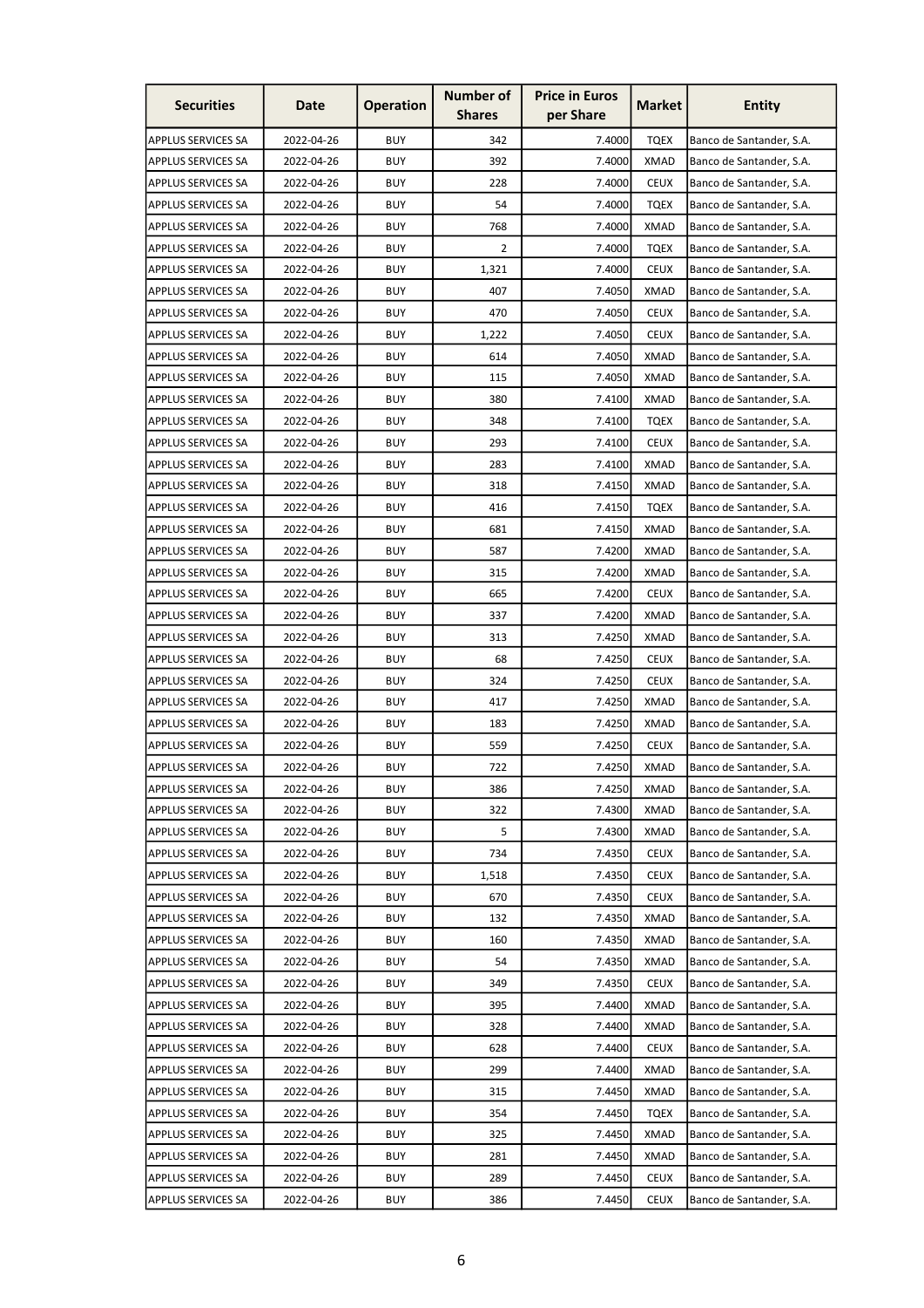| Securities | Date | Operation | Number of Shares | Price in Euros per Share | Market | Entity |
|---|---|---|---|---|---|---|
| APPLUS SERVICES SA | 2022-04-26 | BUY | 342 | 7.4000 | TQEX | Banco de Santander, S.A. |
| APPLUS SERVICES SA | 2022-04-26 | BUY | 392 | 7.4000 | XMAD | Banco de Santander, S.A. |
| APPLUS SERVICES SA | 2022-04-26 | BUY | 228 | 7.4000 | CEUX | Banco de Santander, S.A. |
| APPLUS SERVICES SA | 2022-04-26 | BUY | 54 | 7.4000 | TQEX | Banco de Santander, S.A. |
| APPLUS SERVICES SA | 2022-04-26 | BUY | 768 | 7.4000 | XMAD | Banco de Santander, S.A. |
| APPLUS SERVICES SA | 2022-04-26 | BUY | 2 | 7.4000 | TQEX | Banco de Santander, S.A. |
| APPLUS SERVICES SA | 2022-04-26 | BUY | 1,321 | 7.4000 | CEUX | Banco de Santander, S.A. |
| APPLUS SERVICES SA | 2022-04-26 | BUY | 407 | 7.4050 | XMAD | Banco de Santander, S.A. |
| APPLUS SERVICES SA | 2022-04-26 | BUY | 470 | 7.4050 | CEUX | Banco de Santander, S.A. |
| APPLUS SERVICES SA | 2022-04-26 | BUY | 1,222 | 7.4050 | CEUX | Banco de Santander, S.A. |
| APPLUS SERVICES SA | 2022-04-26 | BUY | 614 | 7.4050 | XMAD | Banco de Santander, S.A. |
| APPLUS SERVICES SA | 2022-04-26 | BUY | 115 | 7.4050 | XMAD | Banco de Santander, S.A. |
| APPLUS SERVICES SA | 2022-04-26 | BUY | 380 | 7.4100 | XMAD | Banco de Santander, S.A. |
| APPLUS SERVICES SA | 2022-04-26 | BUY | 348 | 7.4100 | TQEX | Banco de Santander, S.A. |
| APPLUS SERVICES SA | 2022-04-26 | BUY | 293 | 7.4100 | CEUX | Banco de Santander, S.A. |
| APPLUS SERVICES SA | 2022-04-26 | BUY | 283 | 7.4100 | XMAD | Banco de Santander, S.A. |
| APPLUS SERVICES SA | 2022-04-26 | BUY | 318 | 7.4150 | XMAD | Banco de Santander, S.A. |
| APPLUS SERVICES SA | 2022-04-26 | BUY | 416 | 7.4150 | TQEX | Banco de Santander, S.A. |
| APPLUS SERVICES SA | 2022-04-26 | BUY | 681 | 7.4150 | XMAD | Banco de Santander, S.A. |
| APPLUS SERVICES SA | 2022-04-26 | BUY | 587 | 7.4200 | XMAD | Banco de Santander, S.A. |
| APPLUS SERVICES SA | 2022-04-26 | BUY | 315 | 7.4200 | XMAD | Banco de Santander, S.A. |
| APPLUS SERVICES SA | 2022-04-26 | BUY | 665 | 7.4200 | CEUX | Banco de Santander, S.A. |
| APPLUS SERVICES SA | 2022-04-26 | BUY | 337 | 7.4200 | XMAD | Banco de Santander, S.A. |
| APPLUS SERVICES SA | 2022-04-26 | BUY | 313 | 7.4250 | XMAD | Banco de Santander, S.A. |
| APPLUS SERVICES SA | 2022-04-26 | BUY | 68 | 7.4250 | CEUX | Banco de Santander, S.A. |
| APPLUS SERVICES SA | 2022-04-26 | BUY | 324 | 7.4250 | CEUX | Banco de Santander, S.A. |
| APPLUS SERVICES SA | 2022-04-26 | BUY | 417 | 7.4250 | XMAD | Banco de Santander, S.A. |
| APPLUS SERVICES SA | 2022-04-26 | BUY | 183 | 7.4250 | XMAD | Banco de Santander, S.A. |
| APPLUS SERVICES SA | 2022-04-26 | BUY | 559 | 7.4250 | CEUX | Banco de Santander, S.A. |
| APPLUS SERVICES SA | 2022-04-26 | BUY | 722 | 7.4250 | XMAD | Banco de Santander, S.A. |
| APPLUS SERVICES SA | 2022-04-26 | BUY | 386 | 7.4250 | XMAD | Banco de Santander, S.A. |
| APPLUS SERVICES SA | 2022-04-26 | BUY | 322 | 7.4300 | XMAD | Banco de Santander, S.A. |
| APPLUS SERVICES SA | 2022-04-26 | BUY | 5 | 7.4300 | XMAD | Banco de Santander, S.A. |
| APPLUS SERVICES SA | 2022-04-26 | BUY | 734 | 7.4350 | CEUX | Banco de Santander, S.A. |
| APPLUS SERVICES SA | 2022-04-26 | BUY | 1,518 | 7.4350 | CEUX | Banco de Santander, S.A. |
| APPLUS SERVICES SA | 2022-04-26 | BUY | 670 | 7.4350 | CEUX | Banco de Santander, S.A. |
| APPLUS SERVICES SA | 2022-04-26 | BUY | 132 | 7.4350 | XMAD | Banco de Santander, S.A. |
| APPLUS SERVICES SA | 2022-04-26 | BUY | 160 | 7.4350 | XMAD | Banco de Santander, S.A. |
| APPLUS SERVICES SA | 2022-04-26 | BUY | 54 | 7.4350 | XMAD | Banco de Santander, S.A. |
| APPLUS SERVICES SA | 2022-04-26 | BUY | 349 | 7.4350 | CEUX | Banco de Santander, S.A. |
| APPLUS SERVICES SA | 2022-04-26 | BUY | 395 | 7.4400 | XMAD | Banco de Santander, S.A. |
| APPLUS SERVICES SA | 2022-04-26 | BUY | 328 | 7.4400 | XMAD | Banco de Santander, S.A. |
| APPLUS SERVICES SA | 2022-04-26 | BUY | 628 | 7.4400 | CEUX | Banco de Santander, S.A. |
| APPLUS SERVICES SA | 2022-04-26 | BUY | 299 | 7.4400 | XMAD | Banco de Santander, S.A. |
| APPLUS SERVICES SA | 2022-04-26 | BUY | 315 | 7.4450 | XMAD | Banco de Santander, S.A. |
| APPLUS SERVICES SA | 2022-04-26 | BUY | 354 | 7.4450 | TQEX | Banco de Santander, S.A. |
| APPLUS SERVICES SA | 2022-04-26 | BUY | 325 | 7.4450 | XMAD | Banco de Santander, S.A. |
| APPLUS SERVICES SA | 2022-04-26 | BUY | 281 | 7.4450 | XMAD | Banco de Santander, S.A. |
| APPLUS SERVICES SA | 2022-04-26 | BUY | 289 | 7.4450 | CEUX | Banco de Santander, S.A. |
| APPLUS SERVICES SA | 2022-04-26 | BUY | 386 | 7.4450 | CEUX | Banco de Santander, S.A. |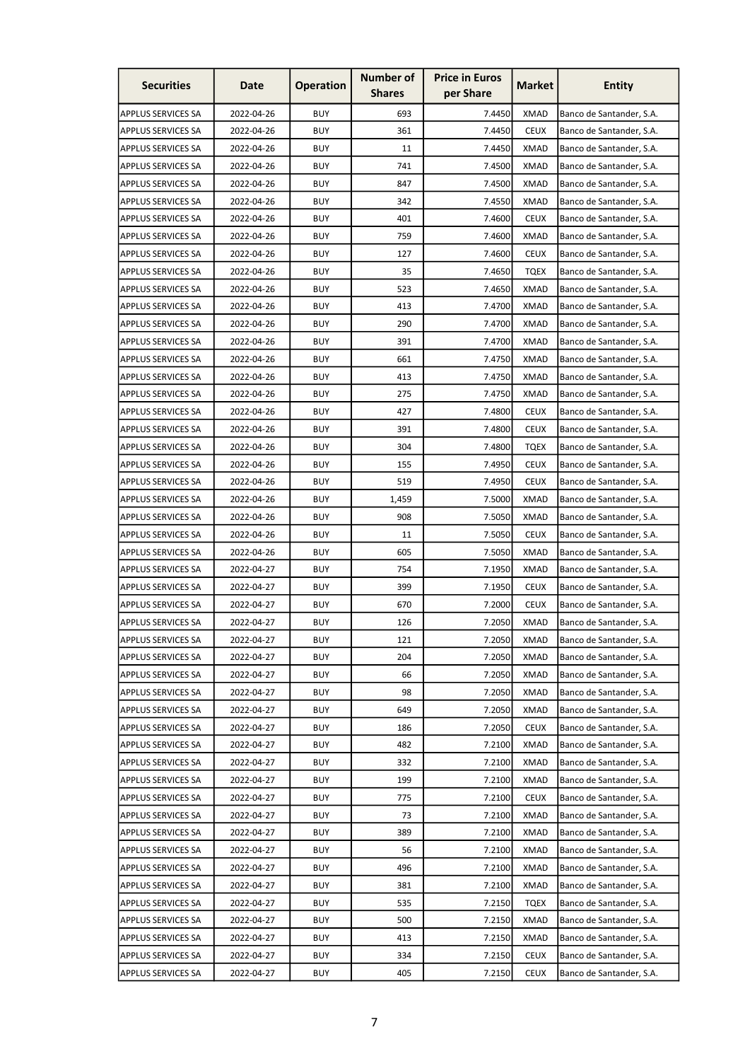| Securities | Date | Operation | Number of Shares | Price in Euros per Share | Market | Entity |
|---|---|---|---|---|---|---|
| APPLUS SERVICES SA | 2022-04-26 | BUY | 693 | 7.4450 | XMAD | Banco de Santander, S.A. |
| APPLUS SERVICES SA | 2022-04-26 | BUY | 361 | 7.4450 | CEUX | Banco de Santander, S.A. |
| APPLUS SERVICES SA | 2022-04-26 | BUY | 11 | 7.4450 | XMAD | Banco de Santander, S.A. |
| APPLUS SERVICES SA | 2022-04-26 | BUY | 741 | 7.4500 | XMAD | Banco de Santander, S.A. |
| APPLUS SERVICES SA | 2022-04-26 | BUY | 847 | 7.4500 | XMAD | Banco de Santander, S.A. |
| APPLUS SERVICES SA | 2022-04-26 | BUY | 342 | 7.4550 | XMAD | Banco de Santander, S.A. |
| APPLUS SERVICES SA | 2022-04-26 | BUY | 401 | 7.4600 | CEUX | Banco de Santander, S.A. |
| APPLUS SERVICES SA | 2022-04-26 | BUY | 759 | 7.4600 | XMAD | Banco de Santander, S.A. |
| APPLUS SERVICES SA | 2022-04-26 | BUY | 127 | 7.4600 | CEUX | Banco de Santander, S.A. |
| APPLUS SERVICES SA | 2022-04-26 | BUY | 35 | 7.4650 | TQEX | Banco de Santander, S.A. |
| APPLUS SERVICES SA | 2022-04-26 | BUY | 523 | 7.4650 | XMAD | Banco de Santander, S.A. |
| APPLUS SERVICES SA | 2022-04-26 | BUY | 413 | 7.4700 | XMAD | Banco de Santander, S.A. |
| APPLUS SERVICES SA | 2022-04-26 | BUY | 290 | 7.4700 | XMAD | Banco de Santander, S.A. |
| APPLUS SERVICES SA | 2022-04-26 | BUY | 391 | 7.4700 | XMAD | Banco de Santander, S.A. |
| APPLUS SERVICES SA | 2022-04-26 | BUY | 661 | 7.4750 | XMAD | Banco de Santander, S.A. |
| APPLUS SERVICES SA | 2022-04-26 | BUY | 413 | 7.4750 | XMAD | Banco de Santander, S.A. |
| APPLUS SERVICES SA | 2022-04-26 | BUY | 275 | 7.4750 | XMAD | Banco de Santander, S.A. |
| APPLUS SERVICES SA | 2022-04-26 | BUY | 427 | 7.4800 | CEUX | Banco de Santander, S.A. |
| APPLUS SERVICES SA | 2022-04-26 | BUY | 391 | 7.4800 | CEUX | Banco de Santander, S.A. |
| APPLUS SERVICES SA | 2022-04-26 | BUY | 304 | 7.4800 | TQEX | Banco de Santander, S.A. |
| APPLUS SERVICES SA | 2022-04-26 | BUY | 155 | 7.4950 | CEUX | Banco de Santander, S.A. |
| APPLUS SERVICES SA | 2022-04-26 | BUY | 519 | 7.4950 | CEUX | Banco de Santander, S.A. |
| APPLUS SERVICES SA | 2022-04-26 | BUY | 1,459 | 7.5000 | XMAD | Banco de Santander, S.A. |
| APPLUS SERVICES SA | 2022-04-26 | BUY | 908 | 7.5050 | XMAD | Banco de Santander, S.A. |
| APPLUS SERVICES SA | 2022-04-26 | BUY | 11 | 7.5050 | CEUX | Banco de Santander, S.A. |
| APPLUS SERVICES SA | 2022-04-26 | BUY | 605 | 7.5050 | XMAD | Banco de Santander, S.A. |
| APPLUS SERVICES SA | 2022-04-27 | BUY | 754 | 7.1950 | XMAD | Banco de Santander, S.A. |
| APPLUS SERVICES SA | 2022-04-27 | BUY | 399 | 7.1950 | CEUX | Banco de Santander, S.A. |
| APPLUS SERVICES SA | 2022-04-27 | BUY | 670 | 7.2000 | CEUX | Banco de Santander, S.A. |
| APPLUS SERVICES SA | 2022-04-27 | BUY | 126 | 7.2050 | XMAD | Banco de Santander, S.A. |
| APPLUS SERVICES SA | 2022-04-27 | BUY | 121 | 7.2050 | XMAD | Banco de Santander, S.A. |
| APPLUS SERVICES SA | 2022-04-27 | BUY | 204 | 7.2050 | XMAD | Banco de Santander, S.A. |
| APPLUS SERVICES SA | 2022-04-27 | BUY | 66 | 7.2050 | XMAD | Banco de Santander, S.A. |
| APPLUS SERVICES SA | 2022-04-27 | BUY | 98 | 7.2050 | XMAD | Banco de Santander, S.A. |
| APPLUS SERVICES SA | 2022-04-27 | BUY | 649 | 7.2050 | XMAD | Banco de Santander, S.A. |
| APPLUS SERVICES SA | 2022-04-27 | BUY | 186 | 7.2050 | CEUX | Banco de Santander, S.A. |
| APPLUS SERVICES SA | 2022-04-27 | BUY | 482 | 7.2100 | XMAD | Banco de Santander, S.A. |
| APPLUS SERVICES SA | 2022-04-27 | BUY | 332 | 7.2100 | XMAD | Banco de Santander, S.A. |
| APPLUS SERVICES SA | 2022-04-27 | BUY | 199 | 7.2100 | XMAD | Banco de Santander, S.A. |
| APPLUS SERVICES SA | 2022-04-27 | BUY | 775 | 7.2100 | CEUX | Banco de Santander, S.A. |
| APPLUS SERVICES SA | 2022-04-27 | BUY | 73 | 7.2100 | XMAD | Banco de Santander, S.A. |
| APPLUS SERVICES SA | 2022-04-27 | BUY | 389 | 7.2100 | XMAD | Banco de Santander, S.A. |
| APPLUS SERVICES SA | 2022-04-27 | BUY | 56 | 7.2100 | XMAD | Banco de Santander, S.A. |
| APPLUS SERVICES SA | 2022-04-27 | BUY | 496 | 7.2100 | XMAD | Banco de Santander, S.A. |
| APPLUS SERVICES SA | 2022-04-27 | BUY | 381 | 7.2100 | XMAD | Banco de Santander, S.A. |
| APPLUS SERVICES SA | 2022-04-27 | BUY | 535 | 7.2150 | TQEX | Banco de Santander, S.A. |
| APPLUS SERVICES SA | 2022-04-27 | BUY | 500 | 7.2150 | XMAD | Banco de Santander, S.A. |
| APPLUS SERVICES SA | 2022-04-27 | BUY | 413 | 7.2150 | XMAD | Banco de Santander, S.A. |
| APPLUS SERVICES SA | 2022-04-27 | BUY | 334 | 7.2150 | CEUX | Banco de Santander, S.A. |
| APPLUS SERVICES SA | 2022-04-27 | BUY | 405 | 7.2150 | CEUX | Banco de Santander, S.A. |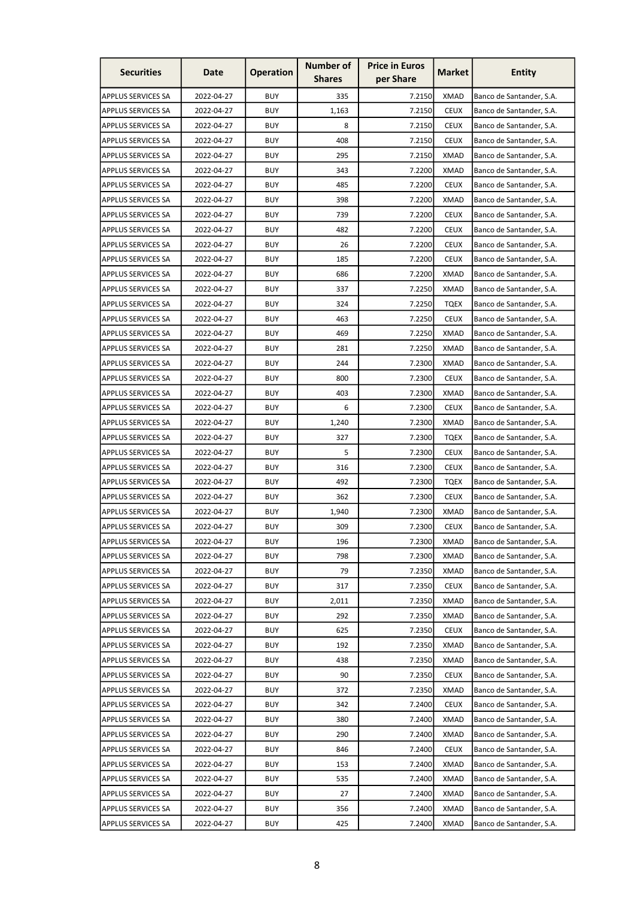| Securities | Date | Operation | Number of Shares | Price in Euros per Share | Market | Entity |
|---|---|---|---|---|---|---|
| APPLUS SERVICES SA | 2022-04-27 | BUY | 335 | 7.2150 | XMAD | Banco de Santander, S.A. |
| APPLUS SERVICES SA | 2022-04-27 | BUY | 1,163 | 7.2150 | CEUX | Banco de Santander, S.A. |
| APPLUS SERVICES SA | 2022-04-27 | BUY | 8 | 7.2150 | CEUX | Banco de Santander, S.A. |
| APPLUS SERVICES SA | 2022-04-27 | BUY | 408 | 7.2150 | CEUX | Banco de Santander, S.A. |
| APPLUS SERVICES SA | 2022-04-27 | BUY | 295 | 7.2150 | XMAD | Banco de Santander, S.A. |
| APPLUS SERVICES SA | 2022-04-27 | BUY | 343 | 7.2200 | XMAD | Banco de Santander, S.A. |
| APPLUS SERVICES SA | 2022-04-27 | BUY | 485 | 7.2200 | CEUX | Banco de Santander, S.A. |
| APPLUS SERVICES SA | 2022-04-27 | BUY | 398 | 7.2200 | XMAD | Banco de Santander, S.A. |
| APPLUS SERVICES SA | 2022-04-27 | BUY | 739 | 7.2200 | CEUX | Banco de Santander, S.A. |
| APPLUS SERVICES SA | 2022-04-27 | BUY | 482 | 7.2200 | CEUX | Banco de Santander, S.A. |
| APPLUS SERVICES SA | 2022-04-27 | BUY | 26 | 7.2200 | CEUX | Banco de Santander, S.A. |
| APPLUS SERVICES SA | 2022-04-27 | BUY | 185 | 7.2200 | CEUX | Banco de Santander, S.A. |
| APPLUS SERVICES SA | 2022-04-27 | BUY | 686 | 7.2200 | XMAD | Banco de Santander, S.A. |
| APPLUS SERVICES SA | 2022-04-27 | BUY | 337 | 7.2250 | XMAD | Banco de Santander, S.A. |
| APPLUS SERVICES SA | 2022-04-27 | BUY | 324 | 7.2250 | TQEX | Banco de Santander, S.A. |
| APPLUS SERVICES SA | 2022-04-27 | BUY | 463 | 7.2250 | CEUX | Banco de Santander, S.A. |
| APPLUS SERVICES SA | 2022-04-27 | BUY | 469 | 7.2250 | XMAD | Banco de Santander, S.A. |
| APPLUS SERVICES SA | 2022-04-27 | BUY | 281 | 7.2250 | XMAD | Banco de Santander, S.A. |
| APPLUS SERVICES SA | 2022-04-27 | BUY | 244 | 7.2300 | XMAD | Banco de Santander, S.A. |
| APPLUS SERVICES SA | 2022-04-27 | BUY | 800 | 7.2300 | CEUX | Banco de Santander, S.A. |
| APPLUS SERVICES SA | 2022-04-27 | BUY | 403 | 7.2300 | XMAD | Banco de Santander, S.A. |
| APPLUS SERVICES SA | 2022-04-27 | BUY | 6 | 7.2300 | CEUX | Banco de Santander, S.A. |
| APPLUS SERVICES SA | 2022-04-27 | BUY | 1,240 | 7.2300 | XMAD | Banco de Santander, S.A. |
| APPLUS SERVICES SA | 2022-04-27 | BUY | 327 | 7.2300 | TQEX | Banco de Santander, S.A. |
| APPLUS SERVICES SA | 2022-04-27 | BUY | 5 | 7.2300 | CEUX | Banco de Santander, S.A. |
| APPLUS SERVICES SA | 2022-04-27 | BUY | 316 | 7.2300 | CEUX | Banco de Santander, S.A. |
| APPLUS SERVICES SA | 2022-04-27 | BUY | 492 | 7.2300 | TQEX | Banco de Santander, S.A. |
| APPLUS SERVICES SA | 2022-04-27 | BUY | 362 | 7.2300 | CEUX | Banco de Santander, S.A. |
| APPLUS SERVICES SA | 2022-04-27 | BUY | 1,940 | 7.2300 | XMAD | Banco de Santander, S.A. |
| APPLUS SERVICES SA | 2022-04-27 | BUY | 309 | 7.2300 | CEUX | Banco de Santander, S.A. |
| APPLUS SERVICES SA | 2022-04-27 | BUY | 196 | 7.2300 | XMAD | Banco de Santander, S.A. |
| APPLUS SERVICES SA | 2022-04-27 | BUY | 798 | 7.2300 | XMAD | Banco de Santander, S.A. |
| APPLUS SERVICES SA | 2022-04-27 | BUY | 79 | 7.2350 | XMAD | Banco de Santander, S.A. |
| APPLUS SERVICES SA | 2022-04-27 | BUY | 317 | 7.2350 | CEUX | Banco de Santander, S.A. |
| APPLUS SERVICES SA | 2022-04-27 | BUY | 2,011 | 7.2350 | XMAD | Banco de Santander, S.A. |
| APPLUS SERVICES SA | 2022-04-27 | BUY | 292 | 7.2350 | XMAD | Banco de Santander, S.A. |
| APPLUS SERVICES SA | 2022-04-27 | BUY | 625 | 7.2350 | CEUX | Banco de Santander, S.A. |
| APPLUS SERVICES SA | 2022-04-27 | BUY | 192 | 7.2350 | XMAD | Banco de Santander, S.A. |
| APPLUS SERVICES SA | 2022-04-27 | BUY | 438 | 7.2350 | XMAD | Banco de Santander, S.A. |
| APPLUS SERVICES SA | 2022-04-27 | BUY | 90 | 7.2350 | CEUX | Banco de Santander, S.A. |
| APPLUS SERVICES SA | 2022-04-27 | BUY | 372 | 7.2350 | XMAD | Banco de Santander, S.A. |
| APPLUS SERVICES SA | 2022-04-27 | BUY | 342 | 7.2400 | CEUX | Banco de Santander, S.A. |
| APPLUS SERVICES SA | 2022-04-27 | BUY | 380 | 7.2400 | XMAD | Banco de Santander, S.A. |
| APPLUS SERVICES SA | 2022-04-27 | BUY | 290 | 7.2400 | XMAD | Banco de Santander, S.A. |
| APPLUS SERVICES SA | 2022-04-27 | BUY | 846 | 7.2400 | CEUX | Banco de Santander, S.A. |
| APPLUS SERVICES SA | 2022-04-27 | BUY | 153 | 7.2400 | XMAD | Banco de Santander, S.A. |
| APPLUS SERVICES SA | 2022-04-27 | BUY | 535 | 7.2400 | XMAD | Banco de Santander, S.A. |
| APPLUS SERVICES SA | 2022-04-27 | BUY | 27 | 7.2400 | XMAD | Banco de Santander, S.A. |
| APPLUS SERVICES SA | 2022-04-27 | BUY | 356 | 7.2400 | XMAD | Banco de Santander, S.A. |
| APPLUS SERVICES SA | 2022-04-27 | BUY | 425 | 7.2400 | XMAD | Banco de Santander, S.A. |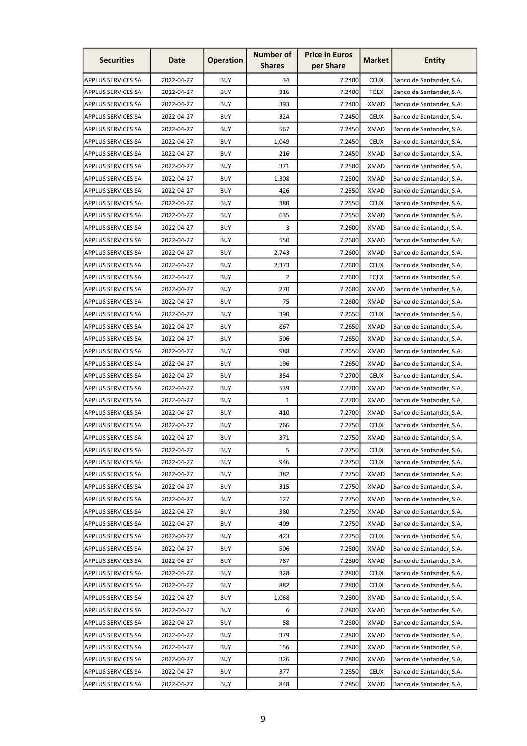| Securities | Date | Operation | Number of Shares | Price in Euros per Share | Market | Entity |
|---|---|---|---|---|---|---|
| APPLUS SERVICES SA | 2022-04-27 | BUY | 34 | 7.2400 | CEUX | Banco de Santander, S.A. |
| APPLUS SERVICES SA | 2022-04-27 | BUY | 316 | 7.2400 | TQEX | Banco de Santander, S.A. |
| APPLUS SERVICES SA | 2022-04-27 | BUY | 393 | 7.2400 | XMAD | Banco de Santander, S.A. |
| APPLUS SERVICES SA | 2022-04-27 | BUY | 324 | 7.2450 | CEUX | Banco de Santander, S.A. |
| APPLUS SERVICES SA | 2022-04-27 | BUY | 567 | 7.2450 | XMAD | Banco de Santander, S.A. |
| APPLUS SERVICES SA | 2022-04-27 | BUY | 1,049 | 7.2450 | CEUX | Banco de Santander, S.A. |
| APPLUS SERVICES SA | 2022-04-27 | BUY | 216 | 7.2450 | XMAD | Banco de Santander, S.A. |
| APPLUS SERVICES SA | 2022-04-27 | BUY | 371 | 7.2500 | XMAD | Banco de Santander, S.A. |
| APPLUS SERVICES SA | 2022-04-27 | BUY | 1,308 | 7.2500 | XMAD | Banco de Santander, S.A. |
| APPLUS SERVICES SA | 2022-04-27 | BUY | 426 | 7.2550 | XMAD | Banco de Santander, S.A. |
| APPLUS SERVICES SA | 2022-04-27 | BUY | 380 | 7.2550 | CEUX | Banco de Santander, S.A. |
| APPLUS SERVICES SA | 2022-04-27 | BUY | 635 | 7.2550 | XMAD | Banco de Santander, S.A. |
| APPLUS SERVICES SA | 2022-04-27 | BUY | 3 | 7.2600 | XMAD | Banco de Santander, S.A. |
| APPLUS SERVICES SA | 2022-04-27 | BUY | 550 | 7.2600 | XMAD | Banco de Santander, S.A. |
| APPLUS SERVICES SA | 2022-04-27 | BUY | 2,743 | 7.2600 | XMAD | Banco de Santander, S.A. |
| APPLUS SERVICES SA | 2022-04-27 | BUY | 2,373 | 7.2600 | CEUX | Banco de Santander, S.A. |
| APPLUS SERVICES SA | 2022-04-27 | BUY | 2 | 7.2600 | TQEX | Banco de Santander, S.A. |
| APPLUS SERVICES SA | 2022-04-27 | BUY | 270 | 7.2600 | XMAD | Banco de Santander, S.A. |
| APPLUS SERVICES SA | 2022-04-27 | BUY | 75 | 7.2600 | XMAD | Banco de Santander, S.A. |
| APPLUS SERVICES SA | 2022-04-27 | BUY | 390 | 7.2650 | CEUX | Banco de Santander, S.A. |
| APPLUS SERVICES SA | 2022-04-27 | BUY | 867 | 7.2650 | XMAD | Banco de Santander, S.A. |
| APPLUS SERVICES SA | 2022-04-27 | BUY | 506 | 7.2650 | XMAD | Banco de Santander, S.A. |
| APPLUS SERVICES SA | 2022-04-27 | BUY | 988 | 7.2650 | XMAD | Banco de Santander, S.A. |
| APPLUS SERVICES SA | 2022-04-27 | BUY | 196 | 7.2650 | XMAD | Banco de Santander, S.A. |
| APPLUS SERVICES SA | 2022-04-27 | BUY | 354 | 7.2700 | CEUX | Banco de Santander, S.A. |
| APPLUS SERVICES SA | 2022-04-27 | BUY | 539 | 7.2700 | XMAD | Banco de Santander, S.A. |
| APPLUS SERVICES SA | 2022-04-27 | BUY | 1 | 7.2700 | XMAD | Banco de Santander, S.A. |
| APPLUS SERVICES SA | 2022-04-27 | BUY | 410 | 7.2700 | XMAD | Banco de Santander, S.A. |
| APPLUS SERVICES SA | 2022-04-27 | BUY | 766 | 7.2750 | CEUX | Banco de Santander, S.A. |
| APPLUS SERVICES SA | 2022-04-27 | BUY | 371 | 7.2750 | XMAD | Banco de Santander, S.A. |
| APPLUS SERVICES SA | 2022-04-27 | BUY | 5 | 7.2750 | CEUX | Banco de Santander, S.A. |
| APPLUS SERVICES SA | 2022-04-27 | BUY | 946 | 7.2750 | CEUX | Banco de Santander, S.A. |
| APPLUS SERVICES SA | 2022-04-27 | BUY | 382 | 7.2750 | XMAD | Banco de Santander, S.A. |
| APPLUS SERVICES SA | 2022-04-27 | BUY | 315 | 7.2750 | XMAD | Banco de Santander, S.A. |
| APPLUS SERVICES SA | 2022-04-27 | BUY | 127 | 7.2750 | XMAD | Banco de Santander, S.A. |
| APPLUS SERVICES SA | 2022-04-27 | BUY | 380 | 7.2750 | XMAD | Banco de Santander, S.A. |
| APPLUS SERVICES SA | 2022-04-27 | BUY | 409 | 7.2750 | XMAD | Banco de Santander, S.A. |
| APPLUS SERVICES SA | 2022-04-27 | BUY | 423 | 7.2750 | CEUX | Banco de Santander, S.A. |
| APPLUS SERVICES SA | 2022-04-27 | BUY | 506 | 7.2800 | XMAD | Banco de Santander, S.A. |
| APPLUS SERVICES SA | 2022-04-27 | BUY | 787 | 7.2800 | XMAD | Banco de Santander, S.A. |
| APPLUS SERVICES SA | 2022-04-27 | BUY | 328 | 7.2800 | CEUX | Banco de Santander, S.A. |
| APPLUS SERVICES SA | 2022-04-27 | BUY | 882 | 7.2800 | CEUX | Banco de Santander, S.A. |
| APPLUS SERVICES SA | 2022-04-27 | BUY | 1,068 | 7.2800 | XMAD | Banco de Santander, S.A. |
| APPLUS SERVICES SA | 2022-04-27 | BUY | 6 | 7.2800 | XMAD | Banco de Santander, S.A. |
| APPLUS SERVICES SA | 2022-04-27 | BUY | 58 | 7.2800 | XMAD | Banco de Santander, S.A. |
| APPLUS SERVICES SA | 2022-04-27 | BUY | 379 | 7.2800 | XMAD | Banco de Santander, S.A. |
| APPLUS SERVICES SA | 2022-04-27 | BUY | 156 | 7.2800 | XMAD | Banco de Santander, S.A. |
| APPLUS SERVICES SA | 2022-04-27 | BUY | 326 | 7.2800 | XMAD | Banco de Santander, S.A. |
| APPLUS SERVICES SA | 2022-04-27 | BUY | 377 | 7.2850 | CEUX | Banco de Santander, S.A. |
| APPLUS SERVICES SA | 2022-04-27 | BUY | 848 | 7.2850 | XMAD | Banco de Santander, S.A. |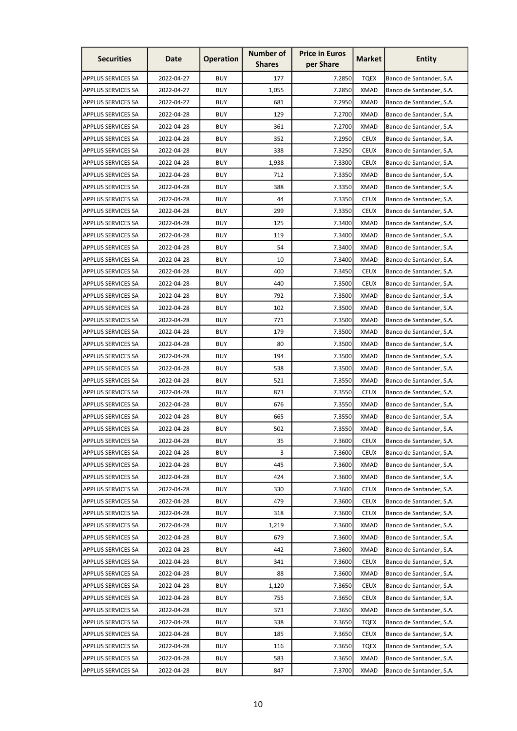| Securities | Date | Operation | Number of Shares | Price in Euros per Share | Market | Entity |
|---|---|---|---|---|---|---|
| APPLUS SERVICES SA | 2022-04-27 | BUY | 177 | 7.2850 | TQEX | Banco de Santander, S.A. |
| APPLUS SERVICES SA | 2022-04-27 | BUY | 1,055 | 7.2850 | XMAD | Banco de Santander, S.A. |
| APPLUS SERVICES SA | 2022-04-27 | BUY | 681 | 7.2950 | XMAD | Banco de Santander, S.A. |
| APPLUS SERVICES SA | 2022-04-28 | BUY | 129 | 7.2700 | XMAD | Banco de Santander, S.A. |
| APPLUS SERVICES SA | 2022-04-28 | BUY | 361 | 7.2700 | XMAD | Banco de Santander, S.A. |
| APPLUS SERVICES SA | 2022-04-28 | BUY | 352 | 7.2950 | CEUX | Banco de Santander, S.A. |
| APPLUS SERVICES SA | 2022-04-28 | BUY | 338 | 7.3250 | CEUX | Banco de Santander, S.A. |
| APPLUS SERVICES SA | 2022-04-28 | BUY | 1,938 | 7.3300 | CEUX | Banco de Santander, S.A. |
| APPLUS SERVICES SA | 2022-04-28 | BUY | 712 | 7.3350 | XMAD | Banco de Santander, S.A. |
| APPLUS SERVICES SA | 2022-04-28 | BUY | 388 | 7.3350 | XMAD | Banco de Santander, S.A. |
| APPLUS SERVICES SA | 2022-04-28 | BUY | 44 | 7.3350 | CEUX | Banco de Santander, S.A. |
| APPLUS SERVICES SA | 2022-04-28 | BUY | 299 | 7.3350 | CEUX | Banco de Santander, S.A. |
| APPLUS SERVICES SA | 2022-04-28 | BUY | 125 | 7.3400 | XMAD | Banco de Santander, S.A. |
| APPLUS SERVICES SA | 2022-04-28 | BUY | 119 | 7.3400 | XMAD | Banco de Santander, S.A. |
| APPLUS SERVICES SA | 2022-04-28 | BUY | 54 | 7.3400 | XMAD | Banco de Santander, S.A. |
| APPLUS SERVICES SA | 2022-04-28 | BUY | 10 | 7.3400 | XMAD | Banco de Santander, S.A. |
| APPLUS SERVICES SA | 2022-04-28 | BUY | 400 | 7.3450 | CEUX | Banco de Santander, S.A. |
| APPLUS SERVICES SA | 2022-04-28 | BUY | 440 | 7.3500 | CEUX | Banco de Santander, S.A. |
| APPLUS SERVICES SA | 2022-04-28 | BUY | 792 | 7.3500 | XMAD | Banco de Santander, S.A. |
| APPLUS SERVICES SA | 2022-04-28 | BUY | 102 | 7.3500 | XMAD | Banco de Santander, S.A. |
| APPLUS SERVICES SA | 2022-04-28 | BUY | 771 | 7.3500 | XMAD | Banco de Santander, S.A. |
| APPLUS SERVICES SA | 2022-04-28 | BUY | 179 | 7.3500 | XMAD | Banco de Santander, S.A. |
| APPLUS SERVICES SA | 2022-04-28 | BUY | 80 | 7.3500 | XMAD | Banco de Santander, S.A. |
| APPLUS SERVICES SA | 2022-04-28 | BUY | 194 | 7.3500 | XMAD | Banco de Santander, S.A. |
| APPLUS SERVICES SA | 2022-04-28 | BUY | 538 | 7.3500 | XMAD | Banco de Santander, S.A. |
| APPLUS SERVICES SA | 2022-04-28 | BUY | 521 | 7.3550 | XMAD | Banco de Santander, S.A. |
| APPLUS SERVICES SA | 2022-04-28 | BUY | 873 | 7.3550 | CEUX | Banco de Santander, S.A. |
| APPLUS SERVICES SA | 2022-04-28 | BUY | 676 | 7.3550 | XMAD | Banco de Santander, S.A. |
| APPLUS SERVICES SA | 2022-04-28 | BUY | 665 | 7.3550 | XMAD | Banco de Santander, S.A. |
| APPLUS SERVICES SA | 2022-04-28 | BUY | 502 | 7.3550 | XMAD | Banco de Santander, S.A. |
| APPLUS SERVICES SA | 2022-04-28 | BUY | 35 | 7.3600 | CEUX | Banco de Santander, S.A. |
| APPLUS SERVICES SA | 2022-04-28 | BUY | 3 | 7.3600 | CEUX | Banco de Santander, S.A. |
| APPLUS SERVICES SA | 2022-04-28 | BUY | 445 | 7.3600 | XMAD | Banco de Santander, S.A. |
| APPLUS SERVICES SA | 2022-04-28 | BUY | 424 | 7.3600 | XMAD | Banco de Santander, S.A. |
| APPLUS SERVICES SA | 2022-04-28 | BUY | 330 | 7.3600 | CEUX | Banco de Santander, S.A. |
| APPLUS SERVICES SA | 2022-04-28 | BUY | 479 | 7.3600 | CEUX | Banco de Santander, S.A. |
| APPLUS SERVICES SA | 2022-04-28 | BUY | 318 | 7.3600 | CEUX | Banco de Santander, S.A. |
| APPLUS SERVICES SA | 2022-04-28 | BUY | 1,219 | 7.3600 | XMAD | Banco de Santander, S.A. |
| APPLUS SERVICES SA | 2022-04-28 | BUY | 679 | 7.3600 | XMAD | Banco de Santander, S.A. |
| APPLUS SERVICES SA | 2022-04-28 | BUY | 442 | 7.3600 | XMAD | Banco de Santander, S.A. |
| APPLUS SERVICES SA | 2022-04-28 | BUY | 341 | 7.3600 | CEUX | Banco de Santander, S.A. |
| APPLUS SERVICES SA | 2022-04-28 | BUY | 88 | 7.3600 | XMAD | Banco de Santander, S.A. |
| APPLUS SERVICES SA | 2022-04-28 | BUY | 1,120 | 7.3650 | CEUX | Banco de Santander, S.A. |
| APPLUS SERVICES SA | 2022-04-28 | BUY | 755 | 7.3650 | CEUX | Banco de Santander, S.A. |
| APPLUS SERVICES SA | 2022-04-28 | BUY | 373 | 7.3650 | XMAD | Banco de Santander, S.A. |
| APPLUS SERVICES SA | 2022-04-28 | BUY | 338 | 7.3650 | TQEX | Banco de Santander, S.A. |
| APPLUS SERVICES SA | 2022-04-28 | BUY | 185 | 7.3650 | CEUX | Banco de Santander, S.A. |
| APPLUS SERVICES SA | 2022-04-28 | BUY | 116 | 7.3650 | TQEX | Banco de Santander, S.A. |
| APPLUS SERVICES SA | 2022-04-28 | BUY | 583 | 7.3650 | XMAD | Banco de Santander, S.A. |
| APPLUS SERVICES SA | 2022-04-28 | BUY | 847 | 7.3700 | XMAD | Banco de Santander, S.A. |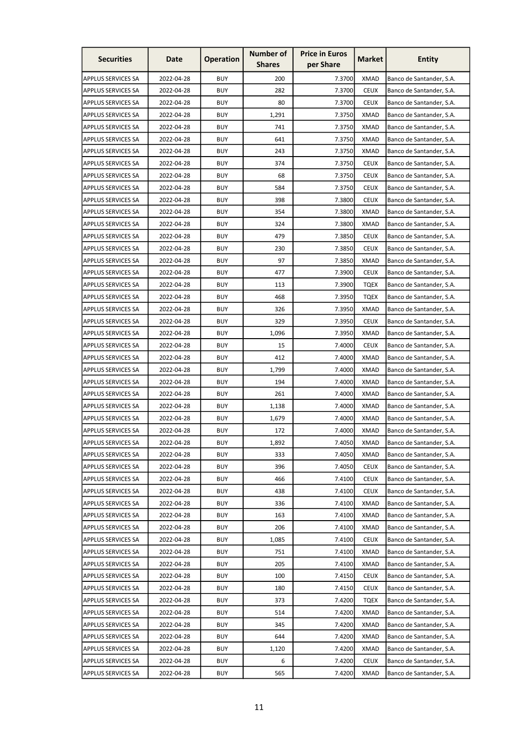| Securities | Date | Operation | Number of Shares | Price in Euros per Share | Market | Entity |
|---|---|---|---|---|---|---|
| APPLUS SERVICES SA | 2022-04-28 | BUY | 200 | 7.3700 | XMAD | Banco de Santander, S.A. |
| APPLUS SERVICES SA | 2022-04-28 | BUY | 282 | 7.3700 | CEUX | Banco de Santander, S.A. |
| APPLUS SERVICES SA | 2022-04-28 | BUY | 80 | 7.3700 | CEUX | Banco de Santander, S.A. |
| APPLUS SERVICES SA | 2022-04-28 | BUY | 1,291 | 7.3750 | XMAD | Banco de Santander, S.A. |
| APPLUS SERVICES SA | 2022-04-28 | BUY | 741 | 7.3750 | XMAD | Banco de Santander, S.A. |
| APPLUS SERVICES SA | 2022-04-28 | BUY | 641 | 7.3750 | XMAD | Banco de Santander, S.A. |
| APPLUS SERVICES SA | 2022-04-28 | BUY | 243 | 7.3750 | XMAD | Banco de Santander, S.A. |
| APPLUS SERVICES SA | 2022-04-28 | BUY | 374 | 7.3750 | CEUX | Banco de Santander, S.A. |
| APPLUS SERVICES SA | 2022-04-28 | BUY | 68 | 7.3750 | CEUX | Banco de Santander, S.A. |
| APPLUS SERVICES SA | 2022-04-28 | BUY | 584 | 7.3750 | CEUX | Banco de Santander, S.A. |
| APPLUS SERVICES SA | 2022-04-28 | BUY | 398 | 7.3800 | CEUX | Banco de Santander, S.A. |
| APPLUS SERVICES SA | 2022-04-28 | BUY | 354 | 7.3800 | XMAD | Banco de Santander, S.A. |
| APPLUS SERVICES SA | 2022-04-28 | BUY | 324 | 7.3800 | XMAD | Banco de Santander, S.A. |
| APPLUS SERVICES SA | 2022-04-28 | BUY | 479 | 7.3850 | CEUX | Banco de Santander, S.A. |
| APPLUS SERVICES SA | 2022-04-28 | BUY | 230 | 7.3850 | CEUX | Banco de Santander, S.A. |
| APPLUS SERVICES SA | 2022-04-28 | BUY | 97 | 7.3850 | XMAD | Banco de Santander, S.A. |
| APPLUS SERVICES SA | 2022-04-28 | BUY | 477 | 7.3900 | CEUX | Banco de Santander, S.A. |
| APPLUS SERVICES SA | 2022-04-28 | BUY | 113 | 7.3900 | TQEX | Banco de Santander, S.A. |
| APPLUS SERVICES SA | 2022-04-28 | BUY | 468 | 7.3950 | TQEX | Banco de Santander, S.A. |
| APPLUS SERVICES SA | 2022-04-28 | BUY | 326 | 7.3950 | XMAD | Banco de Santander, S.A. |
| APPLUS SERVICES SA | 2022-04-28 | BUY | 329 | 7.3950 | CEUX | Banco de Santander, S.A. |
| APPLUS SERVICES SA | 2022-04-28 | BUY | 1,096 | 7.3950 | XMAD | Banco de Santander, S.A. |
| APPLUS SERVICES SA | 2022-04-28 | BUY | 15 | 7.4000 | CEUX | Banco de Santander, S.A. |
| APPLUS SERVICES SA | 2022-04-28 | BUY | 412 | 7.4000 | XMAD | Banco de Santander, S.A. |
| APPLUS SERVICES SA | 2022-04-28 | BUY | 1,799 | 7.4000 | XMAD | Banco de Santander, S.A. |
| APPLUS SERVICES SA | 2022-04-28 | BUY | 194 | 7.4000 | XMAD | Banco de Santander, S.A. |
| APPLUS SERVICES SA | 2022-04-28 | BUY | 261 | 7.4000 | XMAD | Banco de Santander, S.A. |
| APPLUS SERVICES SA | 2022-04-28 | BUY | 1,138 | 7.4000 | XMAD | Banco de Santander, S.A. |
| APPLUS SERVICES SA | 2022-04-28 | BUY | 1,679 | 7.4000 | XMAD | Banco de Santander, S.A. |
| APPLUS SERVICES SA | 2022-04-28 | BUY | 172 | 7.4000 | XMAD | Banco de Santander, S.A. |
| APPLUS SERVICES SA | 2022-04-28 | BUY | 1,892 | 7.4050 | XMAD | Banco de Santander, S.A. |
| APPLUS SERVICES SA | 2022-04-28 | BUY | 333 | 7.4050 | XMAD | Banco de Santander, S.A. |
| APPLUS SERVICES SA | 2022-04-28 | BUY | 396 | 7.4050 | CEUX | Banco de Santander, S.A. |
| APPLUS SERVICES SA | 2022-04-28 | BUY | 466 | 7.4100 | CEUX | Banco de Santander, S.A. |
| APPLUS SERVICES SA | 2022-04-28 | BUY | 438 | 7.4100 | CEUX | Banco de Santander, S.A. |
| APPLUS SERVICES SA | 2022-04-28 | BUY | 336 | 7.4100 | XMAD | Banco de Santander, S.A. |
| APPLUS SERVICES SA | 2022-04-28 | BUY | 163 | 7.4100 | XMAD | Banco de Santander, S.A. |
| APPLUS SERVICES SA | 2022-04-28 | BUY | 206 | 7.4100 | XMAD | Banco de Santander, S.A. |
| APPLUS SERVICES SA | 2022-04-28 | BUY | 1,085 | 7.4100 | CEUX | Banco de Santander, S.A. |
| APPLUS SERVICES SA | 2022-04-28 | BUY | 751 | 7.4100 | XMAD | Banco de Santander, S.A. |
| APPLUS SERVICES SA | 2022-04-28 | BUY | 205 | 7.4100 | XMAD | Banco de Santander, S.A. |
| APPLUS SERVICES SA | 2022-04-28 | BUY | 100 | 7.4150 | CEUX | Banco de Santander, S.A. |
| APPLUS SERVICES SA | 2022-04-28 | BUY | 180 | 7.4150 | CEUX | Banco de Santander, S.A. |
| APPLUS SERVICES SA | 2022-04-28 | BUY | 373 | 7.4200 | TQEX | Banco de Santander, S.A. |
| APPLUS SERVICES SA | 2022-04-28 | BUY | 514 | 7.4200 | XMAD | Banco de Santander, S.A. |
| APPLUS SERVICES SA | 2022-04-28 | BUY | 345 | 7.4200 | XMAD | Banco de Santander, S.A. |
| APPLUS SERVICES SA | 2022-04-28 | BUY | 644 | 7.4200 | XMAD | Banco de Santander, S.A. |
| APPLUS SERVICES SA | 2022-04-28 | BUY | 1,120 | 7.4200 | XMAD | Banco de Santander, S.A. |
| APPLUS SERVICES SA | 2022-04-28 | BUY | 6 | 7.4200 | CEUX | Banco de Santander, S.A. |
| APPLUS SERVICES SA | 2022-04-28 | BUY | 565 | 7.4200 | XMAD | Banco de Santander, S.A. |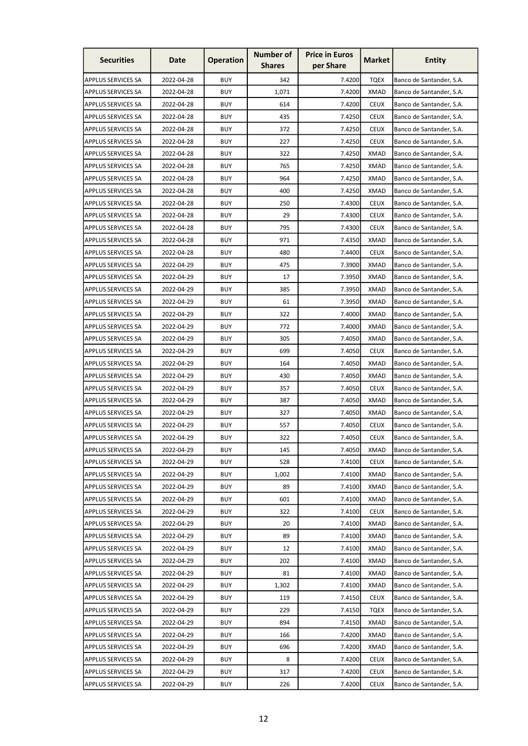| Securities | Date | Operation | Number of Shares | Price in Euros per Share | Market | Entity |
|---|---|---|---|---|---|---|
| APPLUS SERVICES SA | 2022-04-28 | BUY | 342 | 7.4200 | TQEX | Banco de Santander, S.A. |
| APPLUS SERVICES SA | 2022-04-28 | BUY | 1,071 | 7.4200 | XMAD | Banco de Santander, S.A. |
| APPLUS SERVICES SA | 2022-04-28 | BUY | 614 | 7.4200 | CEUX | Banco de Santander, S.A. |
| APPLUS SERVICES SA | 2022-04-28 | BUY | 435 | 7.4250 | CEUX | Banco de Santander, S.A. |
| APPLUS SERVICES SA | 2022-04-28 | BUY | 372 | 7.4250 | CEUX | Banco de Santander, S.A. |
| APPLUS SERVICES SA | 2022-04-28 | BUY | 227 | 7.4250 | CEUX | Banco de Santander, S.A. |
| APPLUS SERVICES SA | 2022-04-28 | BUY | 322 | 7.4250 | XMAD | Banco de Santander, S.A. |
| APPLUS SERVICES SA | 2022-04-28 | BUY | 765 | 7.4250 | XMAD | Banco de Santander, S.A. |
| APPLUS SERVICES SA | 2022-04-28 | BUY | 964 | 7.4250 | XMAD | Banco de Santander, S.A. |
| APPLUS SERVICES SA | 2022-04-28 | BUY | 400 | 7.4250 | XMAD | Banco de Santander, S.A. |
| APPLUS SERVICES SA | 2022-04-28 | BUY | 250 | 7.4300 | CEUX | Banco de Santander, S.A. |
| APPLUS SERVICES SA | 2022-04-28 | BUY | 29 | 7.4300 | CEUX | Banco de Santander, S.A. |
| APPLUS SERVICES SA | 2022-04-28 | BUY | 795 | 7.4300 | CEUX | Banco de Santander, S.A. |
| APPLUS SERVICES SA | 2022-04-28 | BUY | 971 | 7.4350 | XMAD | Banco de Santander, S.A. |
| APPLUS SERVICES SA | 2022-04-28 | BUY | 480 | 7.4400 | CEUX | Banco de Santander, S.A. |
| APPLUS SERVICES SA | 2022-04-29 | BUY | 475 | 7.3900 | XMAD | Banco de Santander, S.A. |
| APPLUS SERVICES SA | 2022-04-29 | BUY | 17 | 7.3950 | XMAD | Banco de Santander, S.A. |
| APPLUS SERVICES SA | 2022-04-29 | BUY | 385 | 7.3950 | XMAD | Banco de Santander, S.A. |
| APPLUS SERVICES SA | 2022-04-29 | BUY | 61 | 7.3950 | XMAD | Banco de Santander, S.A. |
| APPLUS SERVICES SA | 2022-04-29 | BUY | 322 | 7.4000 | XMAD | Banco de Santander, S.A. |
| APPLUS SERVICES SA | 2022-04-29 | BUY | 772 | 7.4000 | XMAD | Banco de Santander, S.A. |
| APPLUS SERVICES SA | 2022-04-29 | BUY | 305 | 7.4050 | XMAD | Banco de Santander, S.A. |
| APPLUS SERVICES SA | 2022-04-29 | BUY | 699 | 7.4050 | CEUX | Banco de Santander, S.A. |
| APPLUS SERVICES SA | 2022-04-29 | BUY | 164 | 7.4050 | XMAD | Banco de Santander, S.A. |
| APPLUS SERVICES SA | 2022-04-29 | BUY | 430 | 7.4050 | XMAD | Banco de Santander, S.A. |
| APPLUS SERVICES SA | 2022-04-29 | BUY | 357 | 7.4050 | CEUX | Banco de Santander, S.A. |
| APPLUS SERVICES SA | 2022-04-29 | BUY | 387 | 7.4050 | XMAD | Banco de Santander, S.A. |
| APPLUS SERVICES SA | 2022-04-29 | BUY | 327 | 7.4050 | XMAD | Banco de Santander, S.A. |
| APPLUS SERVICES SA | 2022-04-29 | BUY | 557 | 7.4050 | CEUX | Banco de Santander, S.A. |
| APPLUS SERVICES SA | 2022-04-29 | BUY | 322 | 7.4050 | CEUX | Banco de Santander, S.A. |
| APPLUS SERVICES SA | 2022-04-29 | BUY | 145 | 7.4050 | XMAD | Banco de Santander, S.A. |
| APPLUS SERVICES SA | 2022-04-29 | BUY | 528 | 7.4100 | CEUX | Banco de Santander, S.A. |
| APPLUS SERVICES SA | 2022-04-29 | BUY | 1,002 | 7.4100 | XMAD | Banco de Santander, S.A. |
| APPLUS SERVICES SA | 2022-04-29 | BUY | 89 | 7.4100 | XMAD | Banco de Santander, S.A. |
| APPLUS SERVICES SA | 2022-04-29 | BUY | 601 | 7.4100 | XMAD | Banco de Santander, S.A. |
| APPLUS SERVICES SA | 2022-04-29 | BUY | 322 | 7.4100 | CEUX | Banco de Santander, S.A. |
| APPLUS SERVICES SA | 2022-04-29 | BUY | 20 | 7.4100 | XMAD | Banco de Santander, S.A. |
| APPLUS SERVICES SA | 2022-04-29 | BUY | 89 | 7.4100 | XMAD | Banco de Santander, S.A. |
| APPLUS SERVICES SA | 2022-04-29 | BUY | 12 | 7.4100 | XMAD | Banco de Santander, S.A. |
| APPLUS SERVICES SA | 2022-04-29 | BUY | 202 | 7.4100 | XMAD | Banco de Santander, S.A. |
| APPLUS SERVICES SA | 2022-04-29 | BUY | 81 | 7.4100 | XMAD | Banco de Santander, S.A. |
| APPLUS SERVICES SA | 2022-04-29 | BUY | 1,302 | 7.4100 | XMAD | Banco de Santander, S.A. |
| APPLUS SERVICES SA | 2022-04-29 | BUY | 119 | 7.4150 | CEUX | Banco de Santander, S.A. |
| APPLUS SERVICES SA | 2022-04-29 | BUY | 229 | 7.4150 | TQEX | Banco de Santander, S.A. |
| APPLUS SERVICES SA | 2022-04-29 | BUY | 894 | 7.4150 | XMAD | Banco de Santander, S.A. |
| APPLUS SERVICES SA | 2022-04-29 | BUY | 166 | 7.4200 | XMAD | Banco de Santander, S.A. |
| APPLUS SERVICES SA | 2022-04-29 | BUY | 696 | 7.4200 | XMAD | Banco de Santander, S.A. |
| APPLUS SERVICES SA | 2022-04-29 | BUY | 8 | 7.4200 | CEUX | Banco de Santander, S.A. |
| APPLUS SERVICES SA | 2022-04-29 | BUY | 317 | 7.4200 | CEUX | Banco de Santander, S.A. |
| APPLUS SERVICES SA | 2022-04-29 | BUY | 226 | 7.4200 | CEUX | Banco de Santander, S.A. |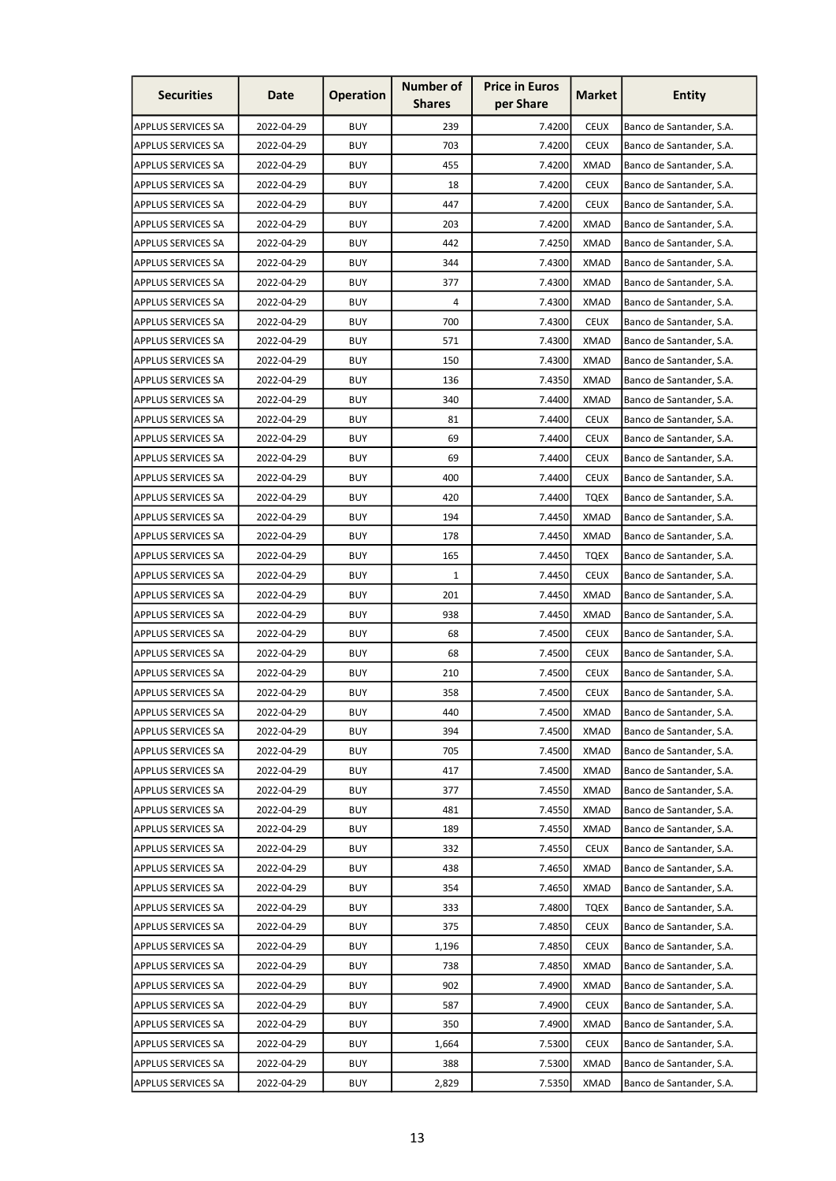| Securities | Date | Operation | Number of Shares | Price in Euros per Share | Market | Entity |
|---|---|---|---|---|---|---|
| APPLUS SERVICES SA | 2022-04-29 | BUY | 239 | 7.4200 | CEUX | Banco de Santander, S.A. |
| APPLUS SERVICES SA | 2022-04-29 | BUY | 703 | 7.4200 | CEUX | Banco de Santander, S.A. |
| APPLUS SERVICES SA | 2022-04-29 | BUY | 455 | 7.4200 | XMAD | Banco de Santander, S.A. |
| APPLUS SERVICES SA | 2022-04-29 | BUY | 18 | 7.4200 | CEUX | Banco de Santander, S.A. |
| APPLUS SERVICES SA | 2022-04-29 | BUY | 447 | 7.4200 | CEUX | Banco de Santander, S.A. |
| APPLUS SERVICES SA | 2022-04-29 | BUY | 203 | 7.4200 | XMAD | Banco de Santander, S.A. |
| APPLUS SERVICES SA | 2022-04-29 | BUY | 442 | 7.4250 | XMAD | Banco de Santander, S.A. |
| APPLUS SERVICES SA | 2022-04-29 | BUY | 344 | 7.4300 | XMAD | Banco de Santander, S.A. |
| APPLUS SERVICES SA | 2022-04-29 | BUY | 377 | 7.4300 | XMAD | Banco de Santander, S.A. |
| APPLUS SERVICES SA | 2022-04-29 | BUY | 4 | 7.4300 | XMAD | Banco de Santander, S.A. |
| APPLUS SERVICES SA | 2022-04-29 | BUY | 700 | 7.4300 | CEUX | Banco de Santander, S.A. |
| APPLUS SERVICES SA | 2022-04-29 | BUY | 571 | 7.4300 | XMAD | Banco de Santander, S.A. |
| APPLUS SERVICES SA | 2022-04-29 | BUY | 150 | 7.4300 | XMAD | Banco de Santander, S.A. |
| APPLUS SERVICES SA | 2022-04-29 | BUY | 136 | 7.4350 | XMAD | Banco de Santander, S.A. |
| APPLUS SERVICES SA | 2022-04-29 | BUY | 340 | 7.4400 | XMAD | Banco de Santander, S.A. |
| APPLUS SERVICES SA | 2022-04-29 | BUY | 81 | 7.4400 | CEUX | Banco de Santander, S.A. |
| APPLUS SERVICES SA | 2022-04-29 | BUY | 69 | 7.4400 | CEUX | Banco de Santander, S.A. |
| APPLUS SERVICES SA | 2022-04-29 | BUY | 69 | 7.4400 | CEUX | Banco de Santander, S.A. |
| APPLUS SERVICES SA | 2022-04-29 | BUY | 400 | 7.4400 | CEUX | Banco de Santander, S.A. |
| APPLUS SERVICES SA | 2022-04-29 | BUY | 420 | 7.4400 | TQEX | Banco de Santander, S.A. |
| APPLUS SERVICES SA | 2022-04-29 | BUY | 194 | 7.4450 | XMAD | Banco de Santander, S.A. |
| APPLUS SERVICES SA | 2022-04-29 | BUY | 178 | 7.4450 | XMAD | Banco de Santander, S.A. |
| APPLUS SERVICES SA | 2022-04-29 | BUY | 165 | 7.4450 | TQEX | Banco de Santander, S.A. |
| APPLUS SERVICES SA | 2022-04-29 | BUY | 1 | 7.4450 | CEUX | Banco de Santander, S.A. |
| APPLUS SERVICES SA | 2022-04-29 | BUY | 201 | 7.4450 | XMAD | Banco de Santander, S.A. |
| APPLUS SERVICES SA | 2022-04-29 | BUY | 938 | 7.4450 | XMAD | Banco de Santander, S.A. |
| APPLUS SERVICES SA | 2022-04-29 | BUY | 68 | 7.4500 | CEUX | Banco de Santander, S.A. |
| APPLUS SERVICES SA | 2022-04-29 | BUY | 68 | 7.4500 | CEUX | Banco de Santander, S.A. |
| APPLUS SERVICES SA | 2022-04-29 | BUY | 210 | 7.4500 | CEUX | Banco de Santander, S.A. |
| APPLUS SERVICES SA | 2022-04-29 | BUY | 358 | 7.4500 | CEUX | Banco de Santander, S.A. |
| APPLUS SERVICES SA | 2022-04-29 | BUY | 440 | 7.4500 | XMAD | Banco de Santander, S.A. |
| APPLUS SERVICES SA | 2022-04-29 | BUY | 394 | 7.4500 | XMAD | Banco de Santander, S.A. |
| APPLUS SERVICES SA | 2022-04-29 | BUY | 705 | 7.4500 | XMAD | Banco de Santander, S.A. |
| APPLUS SERVICES SA | 2022-04-29 | BUY | 417 | 7.4500 | XMAD | Banco de Santander, S.A. |
| APPLUS SERVICES SA | 2022-04-29 | BUY | 377 | 7.4550 | XMAD | Banco de Santander, S.A. |
| APPLUS SERVICES SA | 2022-04-29 | BUY | 481 | 7.4550 | XMAD | Banco de Santander, S.A. |
| APPLUS SERVICES SA | 2022-04-29 | BUY | 189 | 7.4550 | XMAD | Banco de Santander, S.A. |
| APPLUS SERVICES SA | 2022-04-29 | BUY | 332 | 7.4550 | CEUX | Banco de Santander, S.A. |
| APPLUS SERVICES SA | 2022-04-29 | BUY | 438 | 7.4650 | XMAD | Banco de Santander, S.A. |
| APPLUS SERVICES SA | 2022-04-29 | BUY | 354 | 7.4650 | XMAD | Banco de Santander, S.A. |
| APPLUS SERVICES SA | 2022-04-29 | BUY | 333 | 7.4800 | TQEX | Banco de Santander, S.A. |
| APPLUS SERVICES SA | 2022-04-29 | BUY | 375 | 7.4850 | CEUX | Banco de Santander, S.A. |
| APPLUS SERVICES SA | 2022-04-29 | BUY | 1,196 | 7.4850 | CEUX | Banco de Santander, S.A. |
| APPLUS SERVICES SA | 2022-04-29 | BUY | 738 | 7.4850 | XMAD | Banco de Santander, S.A. |
| APPLUS SERVICES SA | 2022-04-29 | BUY | 902 | 7.4900 | XMAD | Banco de Santander, S.A. |
| APPLUS SERVICES SA | 2022-04-29 | BUY | 587 | 7.4900 | CEUX | Banco de Santander, S.A. |
| APPLUS SERVICES SA | 2022-04-29 | BUY | 350 | 7.4900 | XMAD | Banco de Santander, S.A. |
| APPLUS SERVICES SA | 2022-04-29 | BUY | 1,664 | 7.5300 | CEUX | Banco de Santander, S.A. |
| APPLUS SERVICES SA | 2022-04-29 | BUY | 388 | 7.5300 | XMAD | Banco de Santander, S.A. |
| APPLUS SERVICES SA | 2022-04-29 | BUY | 2,829 | 7.5350 | XMAD | Banco de Santander, S.A. |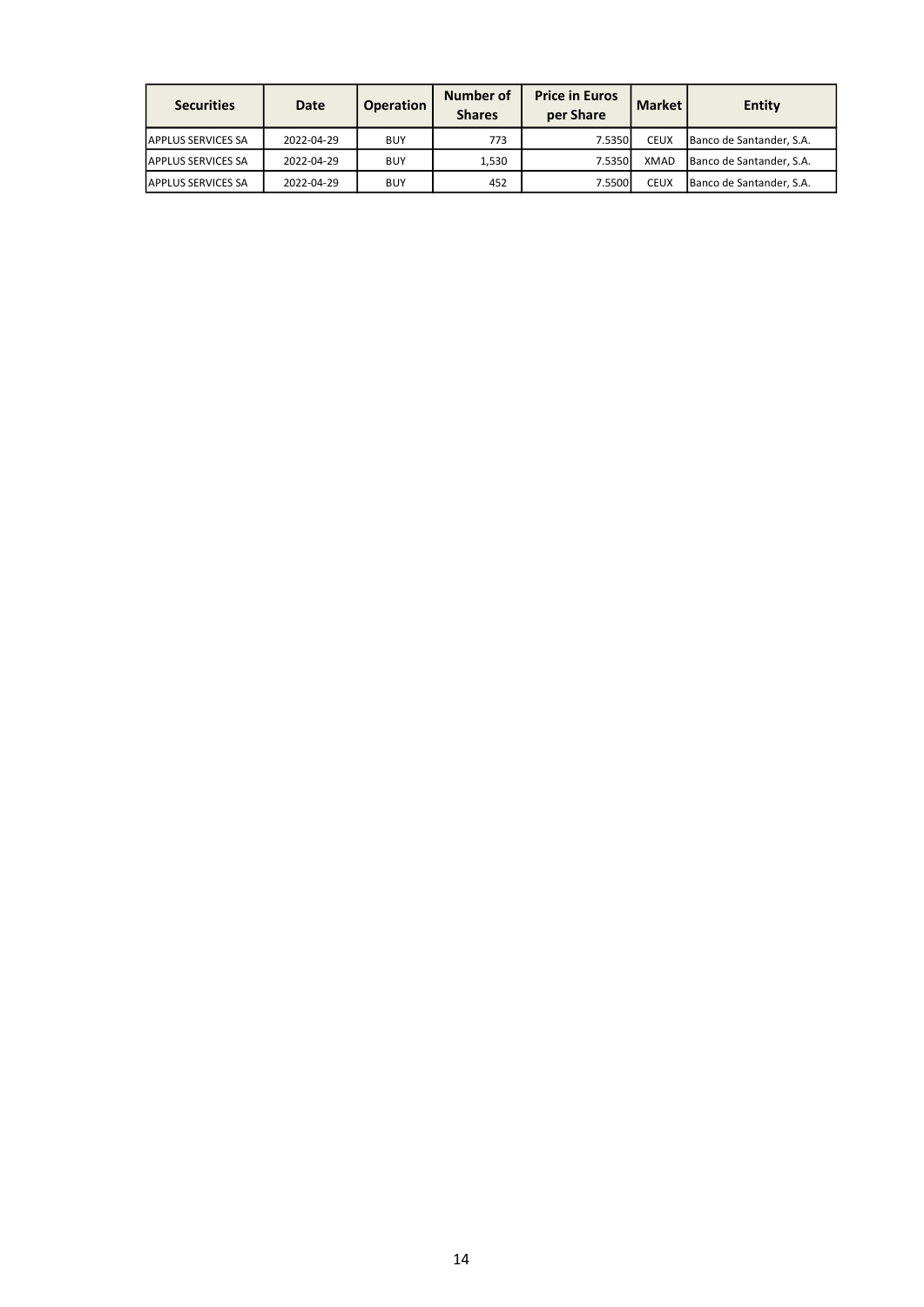| Securities | Date | Operation | Number of Shares | Price in Euros per Share | Market | Entity |
|---|---|---|---|---|---|---|
| APPLUS SERVICES SA | 2022-04-29 | BUY | 773 | 7.5350 | CEUX | Banco de Santander, S.A. |
| APPLUS SERVICES SA | 2022-04-29 | BUY | 1,530 | 7.5350 | XMAD | Banco de Santander, S.A. |
| APPLUS SERVICES SA | 2022-04-29 | BUY | 452 | 7.5500 | CEUX | Banco de Santander, S.A. |